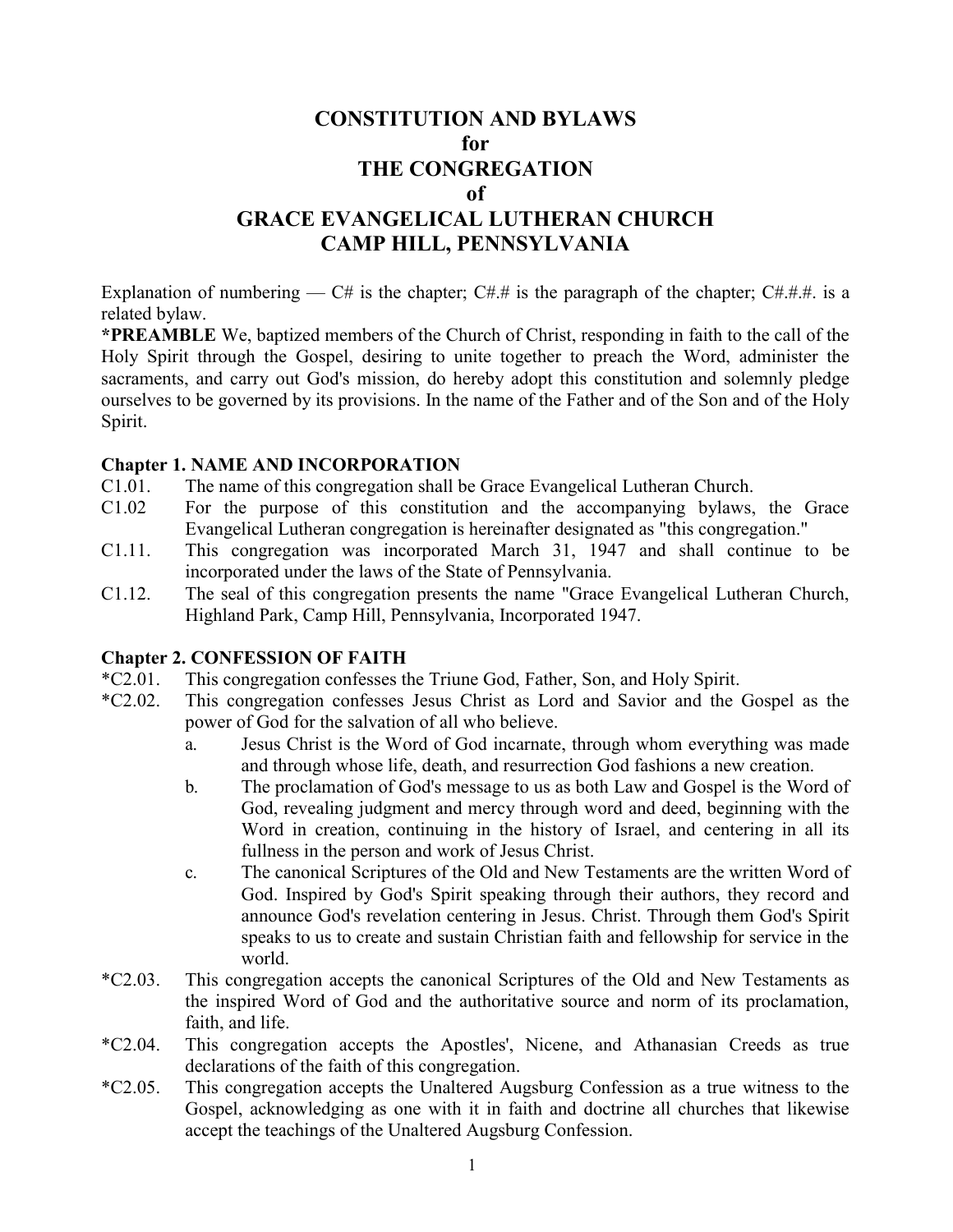# CONSTITUTION AND BYLAWS
# for
# THE CONGREGATION
# of
# GRACE EVANGELICAL LUTHERAN CHURCH
# CAMP HILL, PENNSYLVANIA

Explanation of numbering — C# is the chapter; C#.# is the paragraph of the chapter; C#.#.#. is a related bylaw.

***PREAMBLE** We, baptized members of the Church of Christ, responding in faith to the call of the Holy Spirit through the Gospel, desiring to unite together to preach the Word, administer the sacraments, and carry out God's mission, do hereby adopt this constitution and solemnly pledge ourselves to be governed by its provisions. In the name of the Father and of the Son and of the Holy Spirit.

## Chapter 1. NAME AND INCORPORATION

C1.01. The name of this congregation shall be Grace Evangelical Lutheran Church.

C1.02 For the purpose of this constitution and the accompanying bylaws, the Grace Evangelical Lutheran congregation is hereinafter designated as "this congregation."

C1.11. This congregation was incorporated March 31, 1947 and shall continue to be incorporated under the laws of the State of Pennsylvania.

C1.12. The seal of this congregation presents the name "Grace Evangelical Lutheran Church, Highland Park, Camp Hill, Pennsylvania, Incorporated 1947.

## Chapter 2. CONFESSION OF FAITH

*C2.01. This congregation confesses the Triune God, Father, Son, and Holy Spirit.

*C2.02. This congregation confesses Jesus Christ as Lord and Savior and the Gospel as the power of God for the salvation of all who believe.

a. Jesus Christ is the Word of God incarnate, through whom everything was made and through whose life, death, and resurrection God fashions a new creation.

b. The proclamation of God's message to us as both Law and Gospel is the Word of God, revealing judgment and mercy through word and deed, beginning with the Word in creation, continuing in the history of Israel, and centering in all its fullness in the person and work of Jesus Christ.

c. The canonical Scriptures of the Old and New Testaments are the written Word of God. Inspired by God's Spirit speaking through their authors, they record and announce God's revelation centering in Jesus. Christ. Through them God's Spirit speaks to us to create and sustain Christian faith and fellowship for service in the world.

*C2.03. This congregation accepts the canonical Scriptures of the Old and New Testaments as the inspired Word of God and the authoritative source and norm of its proclamation, faith, and life.

*C2.04. This congregation accepts the Apostles', Nicene, and Athanasian Creeds as true declarations of the faith of this congregation.

*C2.05. This congregation accepts the Unaltered Augsburg Confession as a true witness to the Gospel, acknowledging as one with it in faith and doctrine all churches that likewise accept the teachings of the Unaltered Augsburg Confession.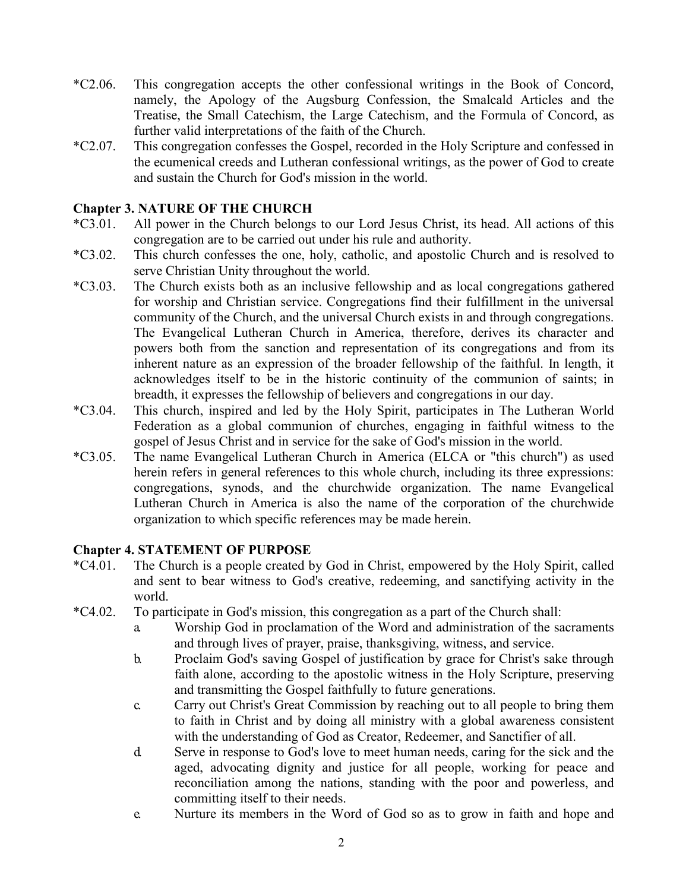*C2.06. This congregation accepts the other confessional writings in the Book of Concord, namely, the Apology of the Augsburg Confession, the Smalcald Articles and the Treatise, the Small Catechism, the Large Catechism, and the Formula of Concord, as further valid interpretations of the faith of the Church.

*C2.07. This congregation confesses the Gospel, recorded in the Holy Scripture and confessed in the ecumenical creeds and Lutheran confessional writings, as the power of God to create and sustain the Church for God's mission in the world.

## Chapter 3. NATURE OF THE CHURCH

*C3.01. All power in the Church belongs to our Lord Jesus Christ, its head. All actions of this congregation are to be carried out under his rule and authority.

*C3.02. This church confesses the one, holy, catholic, and apostolic Church and is resolved to serve Christian Unity throughout the world.

*C3.03. The Church exists both as an inclusive fellowship and as local congregations gathered for worship and Christian service. Congregations find their fulfillment in the universal community of the Church, and the universal Church exists in and through congregations. The Evangelical Lutheran Church in America, therefore, derives its character and powers both from the sanction and representation of its congregations and from its inherent nature as an expression of the broader fellowship of the faithful. In length, it acknowledges itself to be in the historic continuity of the communion of saints; in breadth, it expresses the fellowship of believers and congregations in our day.

*C3.04. This church, inspired and led by the Holy Spirit, participates in The Lutheran World Federation as a global communion of churches, engaging in faithful witness to the gospel of Jesus Christ and in service for the sake of God's mission in the world.

*C3.05. The name Evangelical Lutheran Church in America (ELCA or "this church") as used herein refers in general references to this whole church, including its three expressions: congregations, synods, and the churchwide organization. The name Evangelical Lutheran Church in America is also the name of the corporation of the churchwide organization to which specific references may be made herein.

## Chapter 4. STATEMENT OF PURPOSE

*C4.01. The Church is a people created by God in Christ, empowered by the Holy Spirit, called and sent to bear witness to God's creative, redeeming, and sanctifying activity in the world.

*C4.02. To participate in God's mission, this congregation as a part of the Church shall:

a. Worship God in proclamation of the Word and administration of the sacraments and through lives of prayer, praise, thanksgiving, witness, and service.

b. Proclaim God's saving Gospel of justification by grace for Christ's sake through faith alone, according to the apostolic witness in the Holy Scripture, preserving and transmitting the Gospel faithfully to future generations.

c. Carry out Christ's Great Commission by reaching out to all people to bring them to faith in Christ and by doing all ministry with a global awareness consistent with the understanding of God as Creator, Redeemer, and Sanctifier of all.

d. Serve in response to God's love to meet human needs, caring for the sick and the aged, advocating dignity and justice for all people, working for peace and reconciliation among the nations, standing with the poor and powerless, and committing itself to their needs.

e. Nurture its members in the Word of God so as to grow in faith and hope and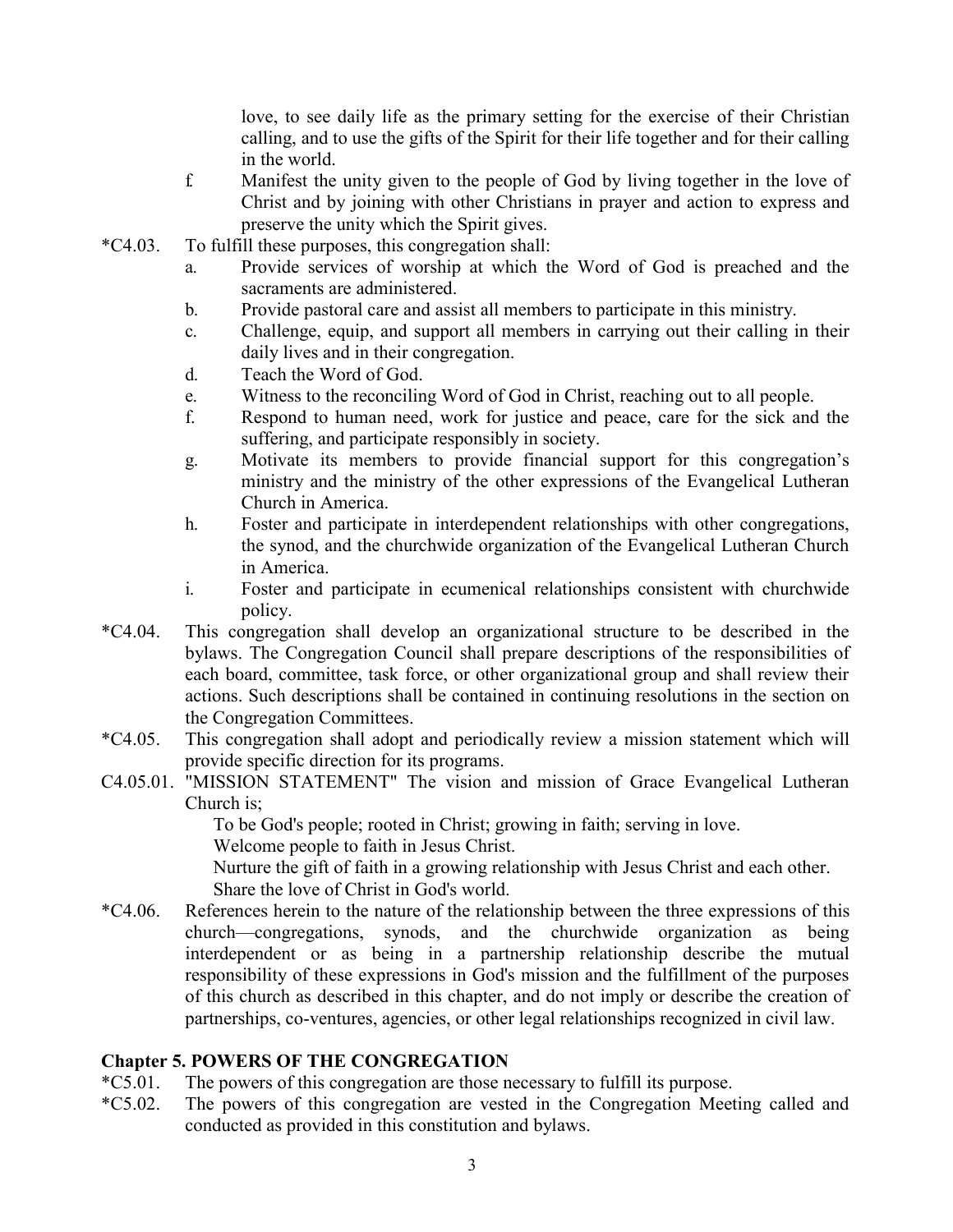love, to see daily life as the primary setting for the exercise of their Christian calling, and to use the gifts of the Spirit for their life together and for their calling in the world.

f. Manifest the unity given to the people of God by living together in the love of Christ and by joining with other Christians in prayer and action to express and preserve the unity which the Spirit gives.

*C4.03. To fulfill these purposes, this congregation shall:

a. Provide services of worship at which the Word of God is preached and the sacraments are administered.
b. Provide pastoral care and assist all members to participate in this ministry.
c. Challenge, equip, and support all members in carrying out their calling in their daily lives and in their congregation.
d. Teach the Word of God.
e. Witness to the reconciling Word of God in Christ, reaching out to all people.
f. Respond to human need, work for justice and peace, care for the sick and the suffering, and participate responsibly in society.
g. Motivate its members to provide financial support for this congregation's ministry and the ministry of the other expressions of the Evangelical Lutheran Church in America.
h. Foster and participate in interdependent relationships with other congregations, the synod, and the churchwide organization of the Evangelical Lutheran Church in America.
i. Foster and participate in ecumenical relationships consistent with churchwide policy.

*C4.04. This congregation shall develop an organizational structure to be described in the bylaws. The Congregation Council shall prepare descriptions of the responsibilities of each board, committee, task force, or other organizational group and shall review their actions. Such descriptions shall be contained in continuing resolutions in the section on the Congregation Committees.

*C4.05. This congregation shall adopt and periodically review a mission statement which will provide specific direction for its programs.

C4.05.01. "MISSION STATEMENT" The vision and mission of Grace Evangelical Lutheran Church is;

To be God's people; rooted in Christ; growing in faith; serving in love.
Welcome people to faith in Jesus Christ.
Nurture the gift of faith in a growing relationship with Jesus Christ and each other.
Share the love of Christ in God's world.

*C4.06. References herein to the nature of the relationship between the three expressions of this church—congregations, synods, and the churchwide organization as being interdependent or as being in a partnership relationship describe the mutual responsibility of these expressions in God's mission and the fulfillment of the purposes of this church as described in this chapter, and do not imply or describe the creation of partnerships, co-ventures, agencies, or other legal relationships recognized in civil law.

## Chapter 5. POWERS OF THE CONGREGATION

*C5.01. The powers of this congregation are those necessary to fulfill its purpose.

*C5.02. The powers of this congregation are vested in the Congregation Meeting called and conducted as provided in this constitution and bylaws.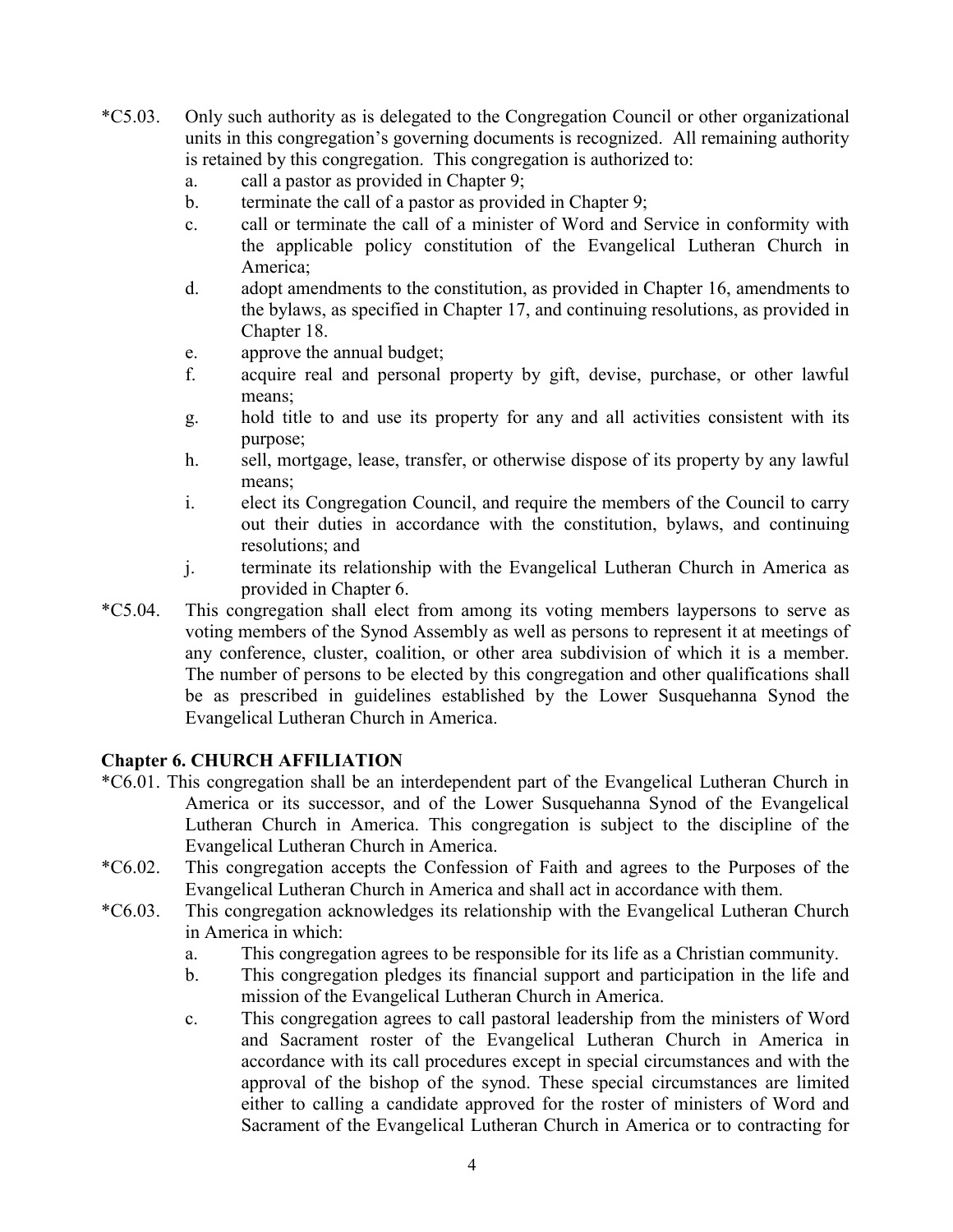*C5.03. Only such authority as is delegated to the Congregation Council or other organizational units in this congregation's governing documents is recognized. All remaining authority is retained by this congregation. This congregation is authorized to:

a. call a pastor as provided in Chapter 9;
b. terminate the call of a pastor as provided in Chapter 9;
c. call or terminate the call of a minister of Word and Service in conformity with the applicable policy constitution of the Evangelical Lutheran Church in America;
d. adopt amendments to the constitution, as provided in Chapter 16, amendments to the bylaws, as specified in Chapter 17, and continuing resolutions, as provided in Chapter 18.
e. approve the annual budget;
f. acquire real and personal property by gift, devise, purchase, or other lawful means;
g. hold title to and use its property for any and all activities consistent with its purpose;
h. sell, mortgage, lease, transfer, or otherwise dispose of its property by any lawful means;
i. elect its Congregation Council, and require the members of the Council to carry out their duties in accordance with the constitution, bylaws, and continuing resolutions; and
j. terminate its relationship with the Evangelical Lutheran Church in America as provided in Chapter 6.

*C5.04. This congregation shall elect from among its voting members laypersons to serve as voting members of the Synod Assembly as well as persons to represent it at meetings of any conference, cluster, coalition, or other area subdivision of which it is a member. The number of persons to be elected by this congregation and other qualifications shall be as prescribed in guidelines established by the Lower Susquehanna Synod the Evangelical Lutheran Church in America.

**Chapter 6. CHURCH AFFILIATION**

*C6.01. This congregation shall be an interdependent part of the Evangelical Lutheran Church in America or its successor, and of the Lower Susquehanna Synod of the Evangelical Lutheran Church in America. This congregation is subject to the discipline of the Evangelical Lutheran Church in America.

*C6.02. This congregation accepts the Confession of Faith and agrees to the Purposes of the Evangelical Lutheran Church in America and shall act in accordance with them.

*C6.03. This congregation acknowledges its relationship with the Evangelical Lutheran Church in America in which:

a. This congregation agrees to be responsible for its life as a Christian community.
b. This congregation pledges its financial support and participation in the life and mission of the Evangelical Lutheran Church in America.
c. This congregation agrees to call pastoral leadership from the ministers of Word and Sacrament roster of the Evangelical Lutheran Church in America in accordance with its call procedures except in special circumstances and with the approval of the bishop of the synod. These special circumstances are limited either to calling a candidate approved for the roster of ministers of Word and Sacrament of the Evangelical Lutheran Church in America or to contracting for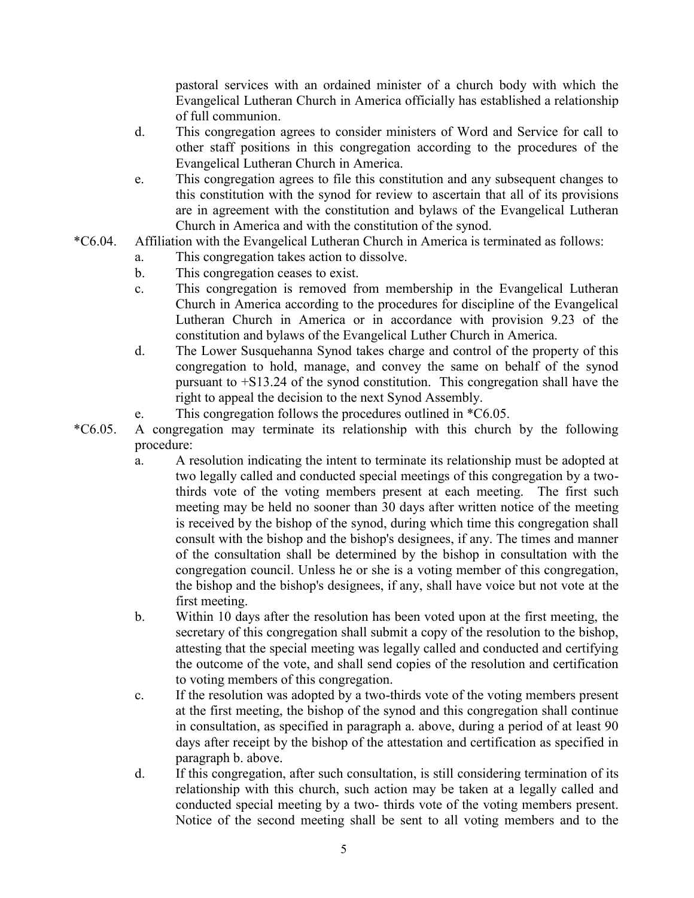pastoral services with an ordained minister of a church body with which the Evangelical Lutheran Church in America officially has established a relationship of full communion.

d. This congregation agrees to consider ministers of Word and Service for call to other staff positions in this congregation according to the procedures of the Evangelical Lutheran Church in America.

e. This congregation agrees to file this constitution and any subsequent changes to this constitution with the synod for review to ascertain that all of its provisions are in agreement with the constitution and bylaws of the Evangelical Lutheran Church in America and with the constitution of the synod.

*C6.04. Affiliation with the Evangelical Lutheran Church in America is terminated as follows:

a. This congregation takes action to dissolve.

b. This congregation ceases to exist.

c. This congregation is removed from membership in the Evangelical Lutheran Church in America according to the procedures for discipline of the Evangelical Lutheran Church in America or in accordance with provision 9.23 of the constitution and bylaws of the Evangelical Luther Church in America.

d. The Lower Susquehanna Synod takes charge and control of the property of this congregation to hold, manage, and convey the same on behalf of the synod pursuant to +S13.24 of the synod constitution. This congregation shall have the right to appeal the decision to the next Synod Assembly.

e. This congregation follows the procedures outlined in *C6.05.

*C6.05. A congregation may terminate its relationship with this church by the following procedure:

a. A resolution indicating the intent to terminate its relationship must be adopted at two legally called and conducted special meetings of this congregation by a two-thirds vote of the voting members present at each meeting. The first such meeting may be held no sooner than 30 days after written notice of the meeting is received by the bishop of the synod, during which time this congregation shall consult with the bishop and the bishop's designees, if any. The times and manner of the consultation shall be determined by the bishop in consultation with the congregation council. Unless he or she is a voting member of this congregation, the bishop and the bishop's designees, if any, shall have voice but not vote at the first meeting.

b. Within 10 days after the resolution has been voted upon at the first meeting, the secretary of this congregation shall submit a copy of the resolution to the bishop, attesting that the special meeting was legally called and conducted and certifying the outcome of the vote, and shall send copies of the resolution and certification to voting members of this congregation.

c. If the resolution was adopted by a two-thirds vote of the voting members present at the first meeting, the bishop of the synod and this congregation shall continue in consultation, as specified in paragraph a. above, during a period of at least 90 days after receipt by the bishop of the attestation and certification as specified in paragraph b. above.

d. If this congregation, after such consultation, is still considering termination of its relationship with this church, such action may be taken at a legally called and conducted special meeting by a two- thirds vote of the voting members present. Notice of the second meeting shall be sent to all voting members and to the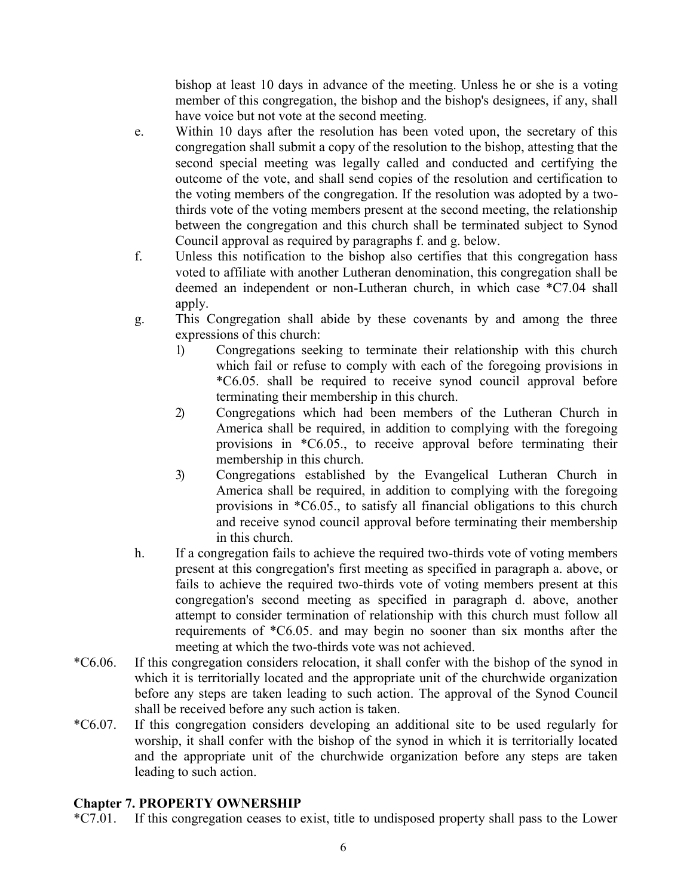bishop at least 10 days in advance of the meeting. Unless he or she is a voting member of this congregation, the bishop and the bishop's designees, if any, shall have voice but not vote at the second meeting.

e. Within 10 days after the resolution has been voted upon, the secretary of this congregation shall submit a copy of the resolution to the bishop, attesting that the second special meeting was legally called and conducted and certifying the outcome of the vote, and shall send copies of the resolution and certification to the voting members of the congregation. If the resolution was adopted by a two-thirds vote of the voting members present at the second meeting, the relationship between the congregation and this church shall be terminated subject to Synod Council approval as required by paragraphs f. and g. below.

f. Unless this notification to the bishop also certifies that this congregation hass voted to affiliate with another Lutheran denomination, this congregation shall be deemed an independent or non-Lutheran church, in which case *C7.04 shall apply.

g. This Congregation shall abide by these covenants by and among the three expressions of this church:

   1) Congregations seeking to terminate their relationship with this church which fail or refuse to comply with each of the foregoing provisions in *C6.05. shall be required to receive synod council approval before terminating their membership in this church.

   2) Congregations which had been members of the Lutheran Church in America shall be required, in addition to complying with the foregoing provisions in *C6.05., to receive approval before terminating their membership in this church.

   3) Congregations established by the Evangelical Lutheran Church in America shall be required, in addition to complying with the foregoing provisions in *C6.05., to satisfy all financial obligations to this church and receive synod council approval before terminating their membership in this church.

h. If a congregation fails to achieve the required two-thirds vote of voting members present at this congregation's first meeting as specified in paragraph a. above, or fails to achieve the required two-thirds vote of voting members present at this congregation's second meeting as specified in paragraph d. above, another attempt to consider termination of relationship with this church must follow all requirements of *C6.05. and may begin no sooner than six months after the meeting at which the two-thirds vote was not achieved.

*C6.06. If this congregation considers relocation, it shall confer with the bishop of the synod in which it is territorially located and the appropriate unit of the churchwide organization before any steps are taken leading to such action. The approval of the Synod Council shall be received before any such action is taken.

*C6.07. If this congregation considers developing an additional site to be used regularly for worship, it shall confer with the bishop of the synod in which it is territorially located and the appropriate unit of the churchwide organization before any steps are taken leading to such action.

## Chapter 7. PROPERTY OWNERSHIP

*C7.01. If this congregation ceases to exist, title to undisposed property shall pass to the Lower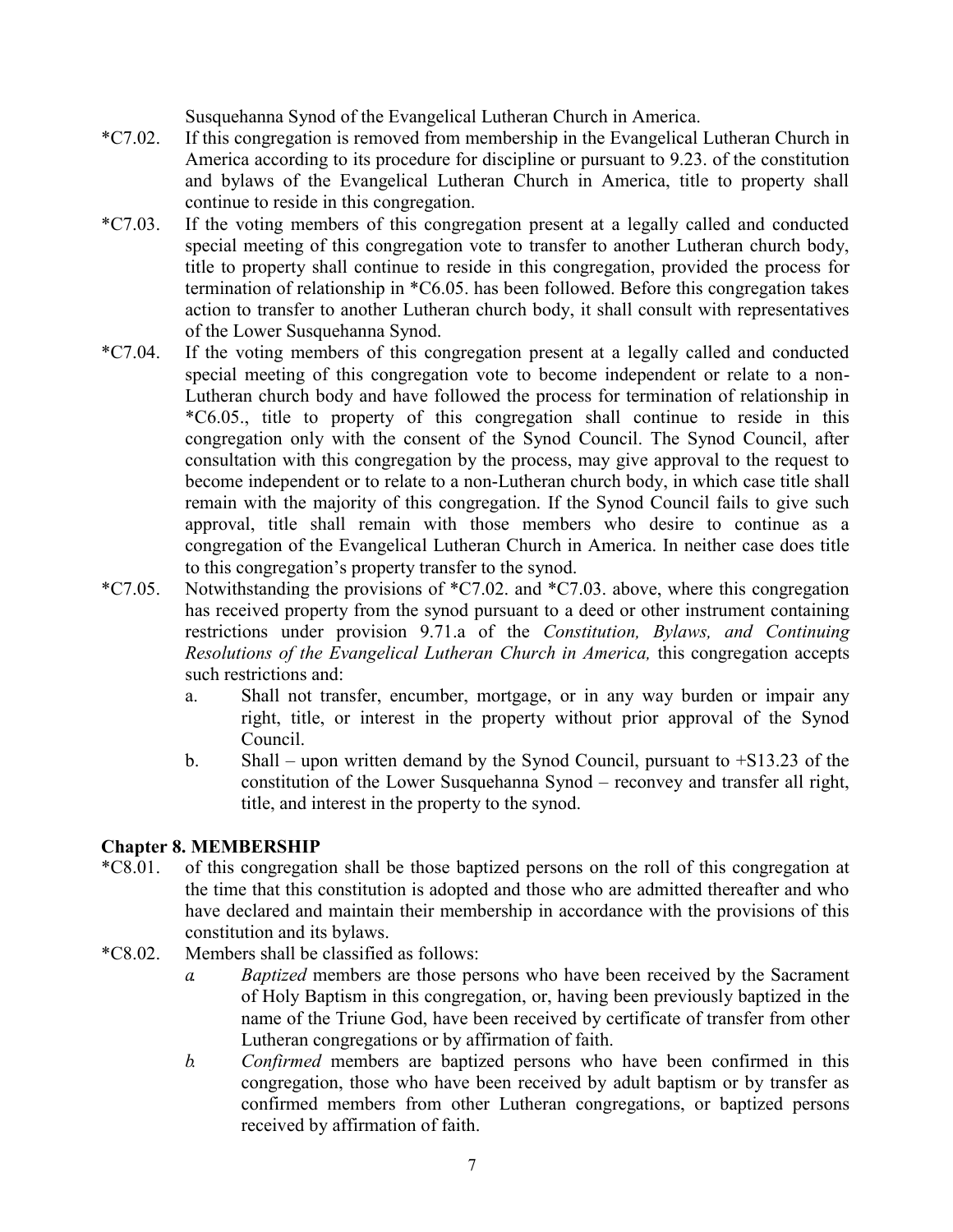Susquehanna Synod of the Evangelical Lutheran Church in America.

*C7.02. If this congregation is removed from membership in the Evangelical Lutheran Church in America according to its procedure for discipline or pursuant to 9.23. of the constitution and bylaws of the Evangelical Lutheran Church in America, title to property shall continue to reside in this congregation.

*C7.03. If the voting members of this congregation present at a legally called and conducted special meeting of this congregation vote to transfer to another Lutheran church body, title to property shall continue to reside in this congregation, provided the process for termination of relationship in *C6.05. has been followed. Before this congregation takes action to transfer to another Lutheran church body, it shall consult with representatives of the Lower Susquehanna Synod.

*C7.04. If the voting members of this congregation present at a legally called and conducted special meeting of this congregation vote to become independent or relate to a non-Lutheran church body and have followed the process for termination of relationship in *C6.05., title to property of this congregation shall continue to reside in this congregation only with the consent of the Synod Council. The Synod Council, after consultation with this congregation by the process, may give approval to the request to become independent or to relate to a non-Lutheran church body, in which case title shall remain with the majority of this congregation. If the Synod Council fails to give such approval, title shall remain with those members who desire to continue as a congregation of the Evangelical Lutheran Church in America. In neither case does title to this congregation's property transfer to the synod.

*C7.05. Notwithstanding the provisions of *C7.02. and *C7.03. above, where this congregation has received property from the synod pursuant to a deed or other instrument containing restrictions under provision 9.71.a of the *Constitution, Bylaws, and Continuing Resolutions of the Evangelical Lutheran Church in America,* this congregation accepts such restrictions and:

a. Shall not transfer, encumber, mortgage, or in any way burden or impair any right, title, or interest in the property without prior approval of the Synod Council.

b. Shall – upon written demand by the Synod Council, pursuant to +S13.23 of the constitution of the Lower Susquehanna Synod – reconvey and transfer all right, title, and interest in the property to the synod.

**Chapter 8. MEMBERSHIP**

*C8.01. of this congregation shall be those baptized persons on the roll of this congregation at the time that this constitution is adopted and those who are admitted thereafter and who have declared and maintain their membership in accordance with the provisions of this constitution and its bylaws.

*C8.02. Members shall be classified as follows:

a. *Baptized* members are those persons who have been received by the Sacrament of Holy Baptism in this congregation, or, having been previously baptized in the name of the Triune God, have been received by certificate of transfer from other Lutheran congregations or by affirmation of faith.

b. *Confirmed* members are baptized persons who have been confirmed in this congregation, those who have been received by adult baptism or by transfer as confirmed members from other Lutheran congregations, or baptized persons received by affirmation of faith.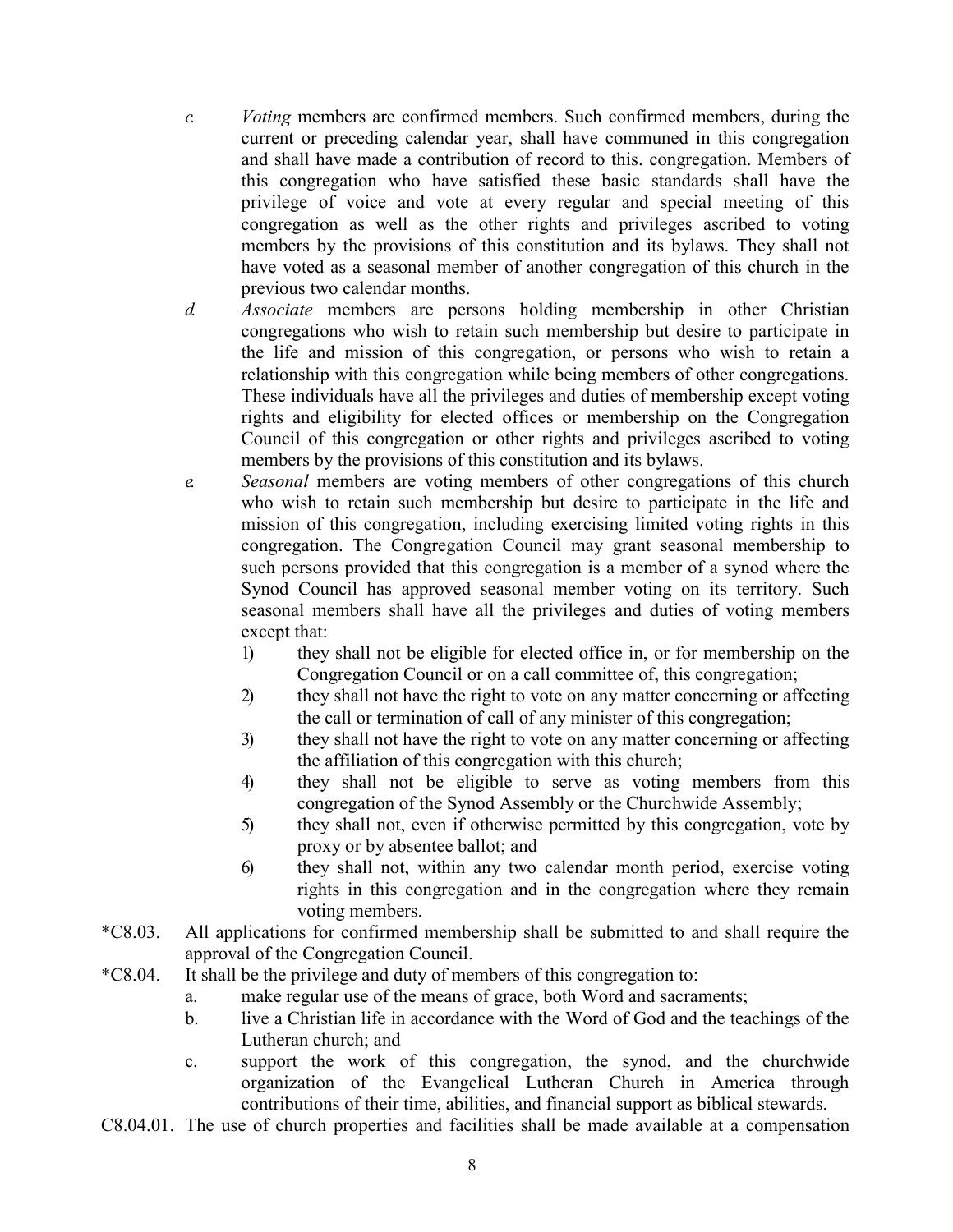c. *Voting* members are confirmed members. Such confirmed members, during the current or preceding calendar year, shall have communed in this congregation and shall have made a contribution of record to this. congregation. Members of this congregation who have satisfied these basic standards shall have the privilege of voice and vote at every regular and special meeting of this congregation as well as the other rights and privileges ascribed to voting members by the provisions of this constitution and its bylaws. They shall not have voted as a seasonal member of another congregation of this church in the previous two calendar months.

d. *Associate* members are persons holding membership in other Christian congregations who wish to retain such membership but desire to participate in the life and mission of this congregation, or persons who wish to retain a relationship with this congregation while being members of other congregations. These individuals have all the privileges and duties of membership except voting rights and eligibility for elected offices or membership on the Congregation Council of this congregation or other rights and privileges ascribed to voting members by the provisions of this constitution and its bylaws.

e. *Seasonal* members are voting members of other congregations of this church who wish to retain such membership but desire to participate in the life and mission of this congregation, including exercising limited voting rights in this congregation. The Congregation Council may grant seasonal membership to such persons provided that this congregation is a member of a synod where the Synod Council has approved seasonal member voting on its territory. Such seasonal members shall have all the privileges and duties of voting members except that:

   1) they shall not be eligible for elected office in, or for membership on the Congregation Council or on a call committee of, this congregation;
   2) they shall not have the right to vote on any matter concerning or affecting the call or termination of call of any minister of this congregation;
   3) they shall not have the right to vote on any matter concerning or affecting the affiliation of this congregation with this church;
   4) they shall not be eligible to serve as voting members from this congregation of the Synod Assembly or the Churchwide Assembly;
   5) they shall not, even if otherwise permitted by this congregation, vote by proxy or by absentee ballot; and
   6) they shall not, within any two calendar month period, exercise voting rights in this congregation and in the congregation where they remain voting members.

*C8.03. All applications for confirmed membership shall be submitted to and shall require the approval of the Congregation Council.

*C8.04. It shall be the privilege and duty of members of this congregation to:

   a. make regular use of the means of grace, both Word and sacraments;
   b. live a Christian life in accordance with the Word of God and the teachings of the Lutheran church; and
   c. support the work of this congregation, the synod, and the churchwide organization of the Evangelical Lutheran Church in America through contributions of their time, abilities, and financial support as biblical stewards.

C8.04.01. The use of church properties and facilities shall be made available at a compensation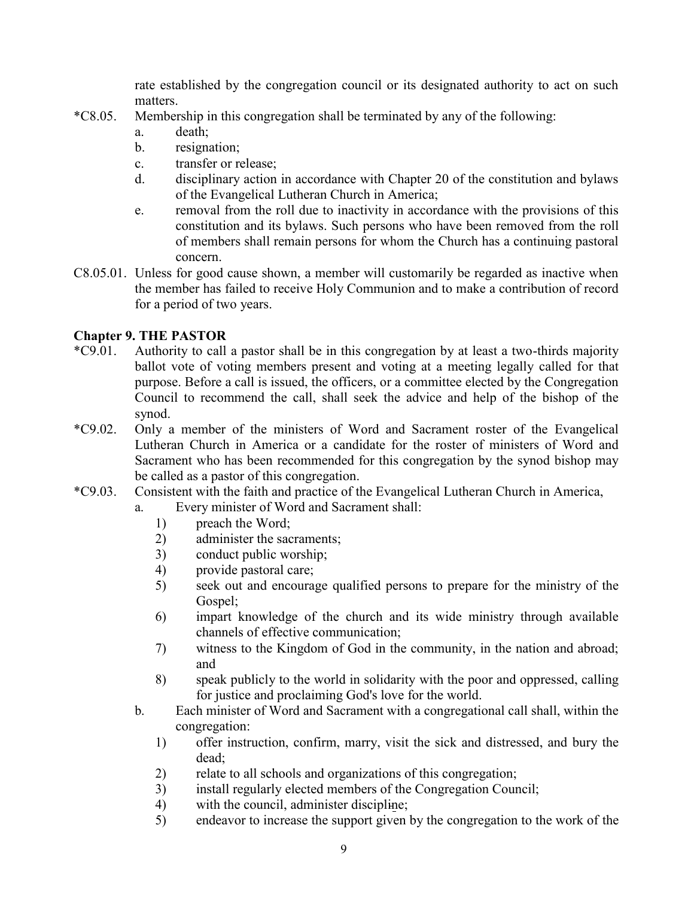rate established by the congregation council or its designated authority to act on such matters.

*C8.05. Membership in this congregation shall be terminated by any of the following:

- a. death;
- b. resignation;
- c. transfer or release;
- d. disciplinary action in accordance with Chapter 20 of the constitution and bylaws of the Evangelical Lutheran Church in America;
- e. removal from the roll due to inactivity in accordance with the provisions of this constitution and its bylaws. Such persons who have been removed from the roll of members shall remain persons for whom the Church has a continuing pastoral concern.

C8.05.01. Unless for good cause shown, a member will customarily be regarded as inactive when the member has failed to receive Holy Communion and to make a contribution of record for a period of two years.

## Chapter 9. THE PASTOR

*C9.01. Authority to call a pastor shall be in this congregation by at least a two-thirds majority ballot vote of voting members present and voting at a meeting legally called for that purpose. Before a call is issued, the officers, or a committee elected by the Congregation Council to recommend the call, shall seek the advice and help of the bishop of the synod.

*C9.02. Only a member of the ministers of Word and Sacrament roster of the Evangelical Lutheran Church in America or a candidate for the roster of ministers of Word and Sacrament who has been recommended for this congregation by the synod bishop may be called as a pastor of this congregation.

*C9.03. Consistent with the faith and practice of the Evangelical Lutheran Church in America,

- a. Every minister of Word and Sacrament shall:
  - 1) preach the Word;
  - 2) administer the sacraments;
  - 3) conduct public worship;
  - 4) provide pastoral care;
  - 5) seek out and encourage qualified persons to prepare for the ministry of the Gospel;
  - 6) impart knowledge of the church and its wide ministry through available channels of effective communication;
  - 7) witness to the Kingdom of God in the community, in the nation and abroad; and
  - 8) speak publicly to the world in solidarity with the poor and oppressed, calling for justice and proclaiming God's love for the world.
- b. Each minister of Word and Sacrament with a congregational call shall, within the congregation:
  - 1) offer instruction, confirm, marry, visit the sick and distressed, and bury the dead;
  - 2) relate to all schools and organizations of this congregation;
  - 3) install regularly elected members of the Congregation Council;
  - 4) with the council, administer discipline;
  - 5) endeavor to increase the support given by the congregation to the work of the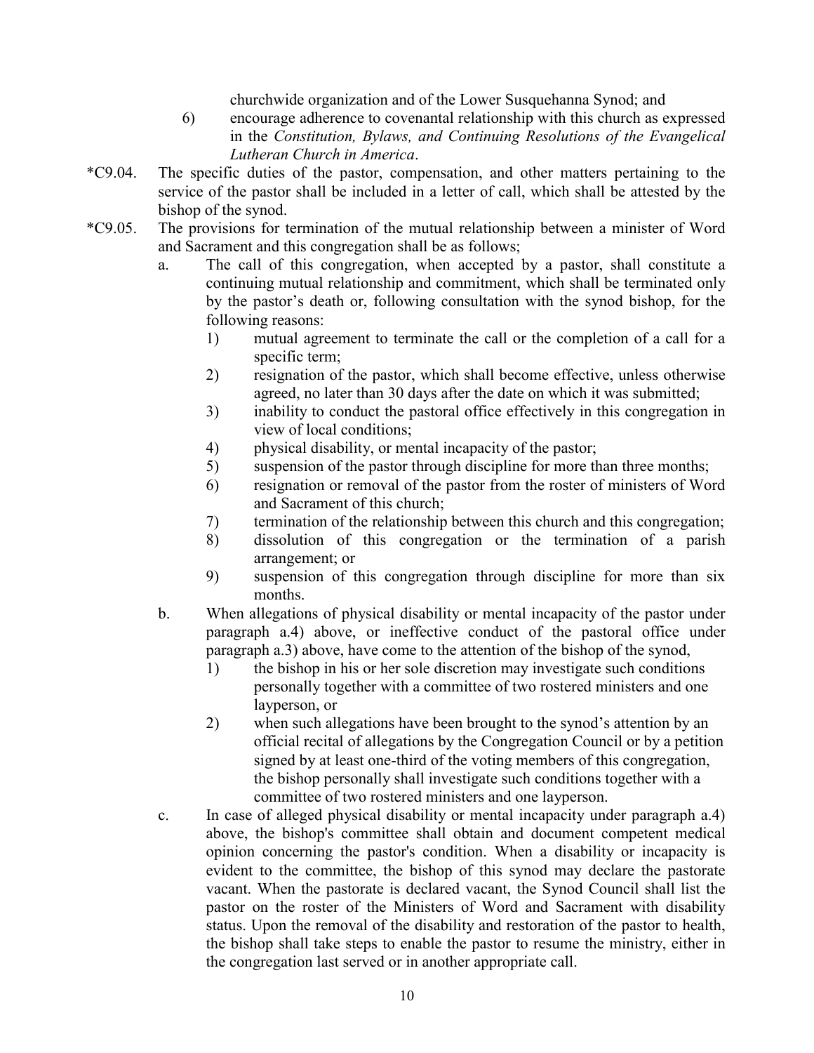churchwide organization and of the Lower Susquehanna Synod; and

6) encourage adherence to covenantal relationship with this church as expressed in the *Constitution, Bylaws, and Continuing Resolutions of the Evangelical Lutheran Church in America*.

*C9.04. The specific duties of the pastor, compensation, and other matters pertaining to the service of the pastor shall be included in a letter of call, which shall be attested by the bishop of the synod.

*C9.05. The provisions for termination of the mutual relationship between a minister of Word and Sacrament and this congregation shall be as follows;

a. The call of this congregation, when accepted by a pastor, shall constitute a continuing mutual relationship and commitment, which shall be terminated only by the pastor's death or, following consultation with the synod bishop, for the following reasons:

   1) mutual agreement to terminate the call or the completion of a call for a specific term;
   2) resignation of the pastor, which shall become effective, unless otherwise agreed, no later than 30 days after the date on which it was submitted;
   3) inability to conduct the pastoral office effectively in this congregation in view of local conditions;
   4) physical disability, or mental incapacity of the pastor;
   5) suspension of the pastor through discipline for more than three months;
   6) resignation or removal of the pastor from the roster of ministers of Word and Sacrament of this church;
   7) termination of the relationship between this church and this congregation;
   8) dissolution of this congregation or the termination of a parish arrangement; or
   9) suspension of this congregation through discipline for more than six months.

b. When allegations of physical disability or mental incapacity of the pastor under paragraph a.4) above, or ineffective conduct of the pastoral office under paragraph a.3) above, have come to the attention of the bishop of the synod,

   1) the bishop in his or her sole discretion may investigate such conditions personally together with a committee of two rostered ministers and one layperson, or
   2) when such allegations have been brought to the synod's attention by an official recital of allegations by the Congregation Council or by a petition signed by at least one-third of the voting members of this congregation, the bishop personally shall investigate such conditions together with a committee of two rostered ministers and one layperson.

c. In case of alleged physical disability or mental incapacity under paragraph a.4) above, the bishop's committee shall obtain and document competent medical opinion concerning the pastor's condition. When a disability or incapacity is evident to the committee, the bishop of this synod may declare the pastorate vacant. When the pastorate is declared vacant, the Synod Council shall list the pastor on the roster of the Ministers of Word and Sacrament with disability status. Upon the removal of the disability and restoration of the pastor to health, the bishop shall take steps to enable the pastor to resume the ministry, either in the congregation last served or in another appropriate call.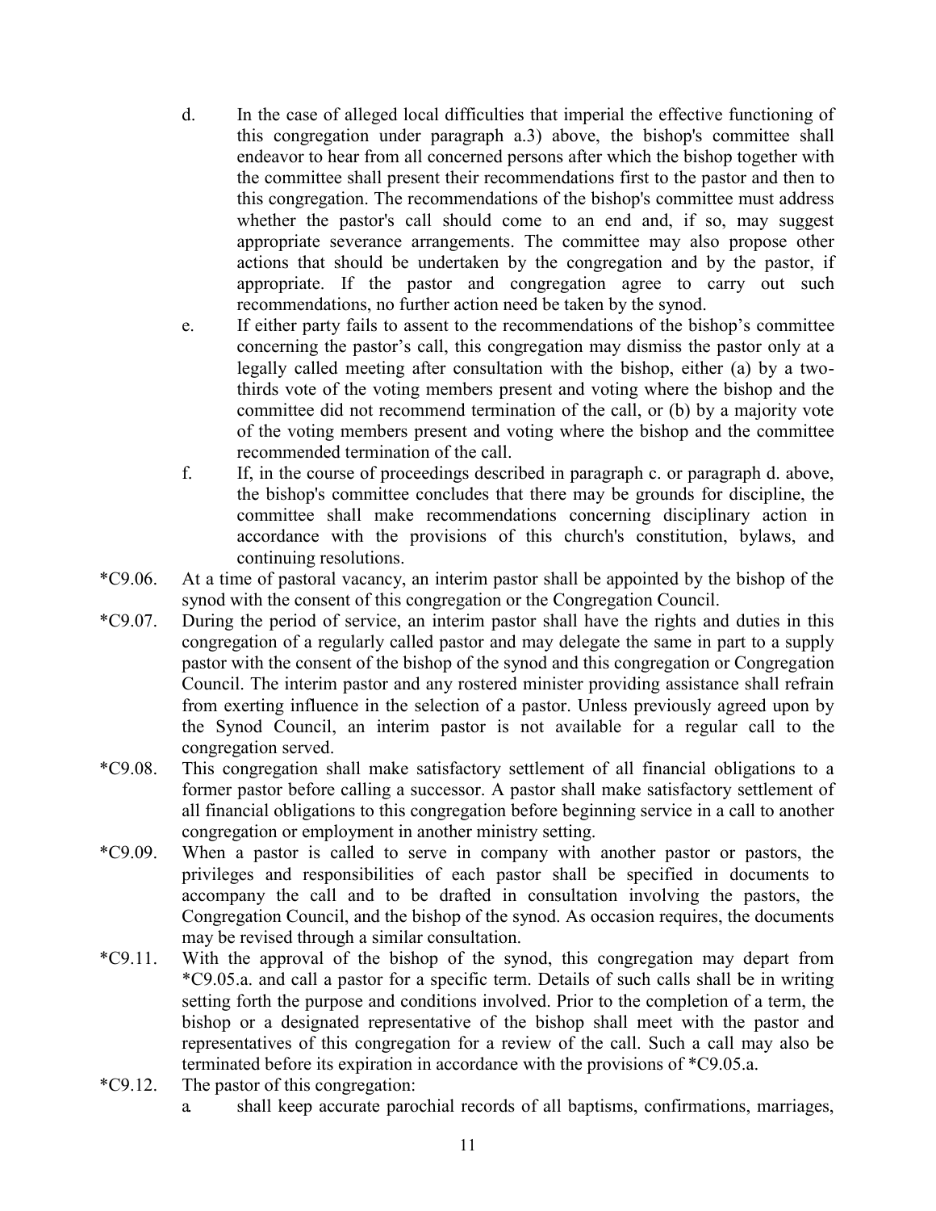d. In the case of alleged local difficulties that imperial the effective functioning of this congregation under paragraph a.3) above, the bishop's committee shall endeavor to hear from all concerned persons after which the bishop together with the committee shall present their recommendations first to the pastor and then to this congregation. The recommendations of the bishop's committee must address whether the pastor's call should come to an end and, if so, may suggest appropriate severance arrangements. The committee may also propose other actions that should be undertaken by the congregation and by the pastor, if appropriate. If the pastor and congregation agree to carry out such recommendations, no further action need be taken by the synod.

e. If either party fails to assent to the recommendations of the bishop's committee concerning the pastor's call, this congregation may dismiss the pastor only at a legally called meeting after consultation with the bishop, either (a) by a two-thirds vote of the voting members present and voting where the bishop and the committee did not recommend termination of the call, or (b) by a majority vote of the voting members present and voting where the bishop and the committee recommended termination of the call.

f. If, in the course of proceedings described in paragraph c. or paragraph d. above, the bishop's committee concludes that there may be grounds for discipline, the committee shall make recommendations concerning disciplinary action in accordance with the provisions of this church's constitution, bylaws, and continuing resolutions.

*C9.06. At a time of pastoral vacancy, an interim pastor shall be appointed by the bishop of the synod with the consent of this congregation or the Congregation Council.

*C9.07. During the period of service, an interim pastor shall have the rights and duties in this congregation of a regularly called pastor and may delegate the same in part to a supply pastor with the consent of the bishop of the synod and this congregation or Congregation Council. The interim pastor and any rostered minister providing assistance shall refrain from exerting influence in the selection of a pastor. Unless previously agreed upon by the Synod Council, an interim pastor is not available for a regular call to the congregation served.

*C9.08. This congregation shall make satisfactory settlement of all financial obligations to a former pastor before calling a successor. A pastor shall make satisfactory settlement of all financial obligations to this congregation before beginning service in a call to another congregation or employment in another ministry setting.

*C9.09. When a pastor is called to serve in company with another pastor or pastors, the privileges and responsibilities of each pastor shall be specified in documents to accompany the call and to be drafted in consultation involving the pastors, the Congregation Council, and the bishop of the synod. As occasion requires, the documents may be revised through a similar consultation.

*C9.11. With the approval of the bishop of the synod, this congregation may depart from *C9.05.a. and call a pastor for a specific term. Details of such calls shall be in writing setting forth the purpose and conditions involved. Prior to the completion of a term, the bishop or a designated representative of the bishop shall meet with the pastor and representatives of this congregation for a review of the call. Such a call may also be terminated before its expiration in accordance with the provisions of *C9.05.a.

*C9.12. The pastor of this congregation:

a. shall keep accurate parochial records of all baptisms, confirmations, marriages,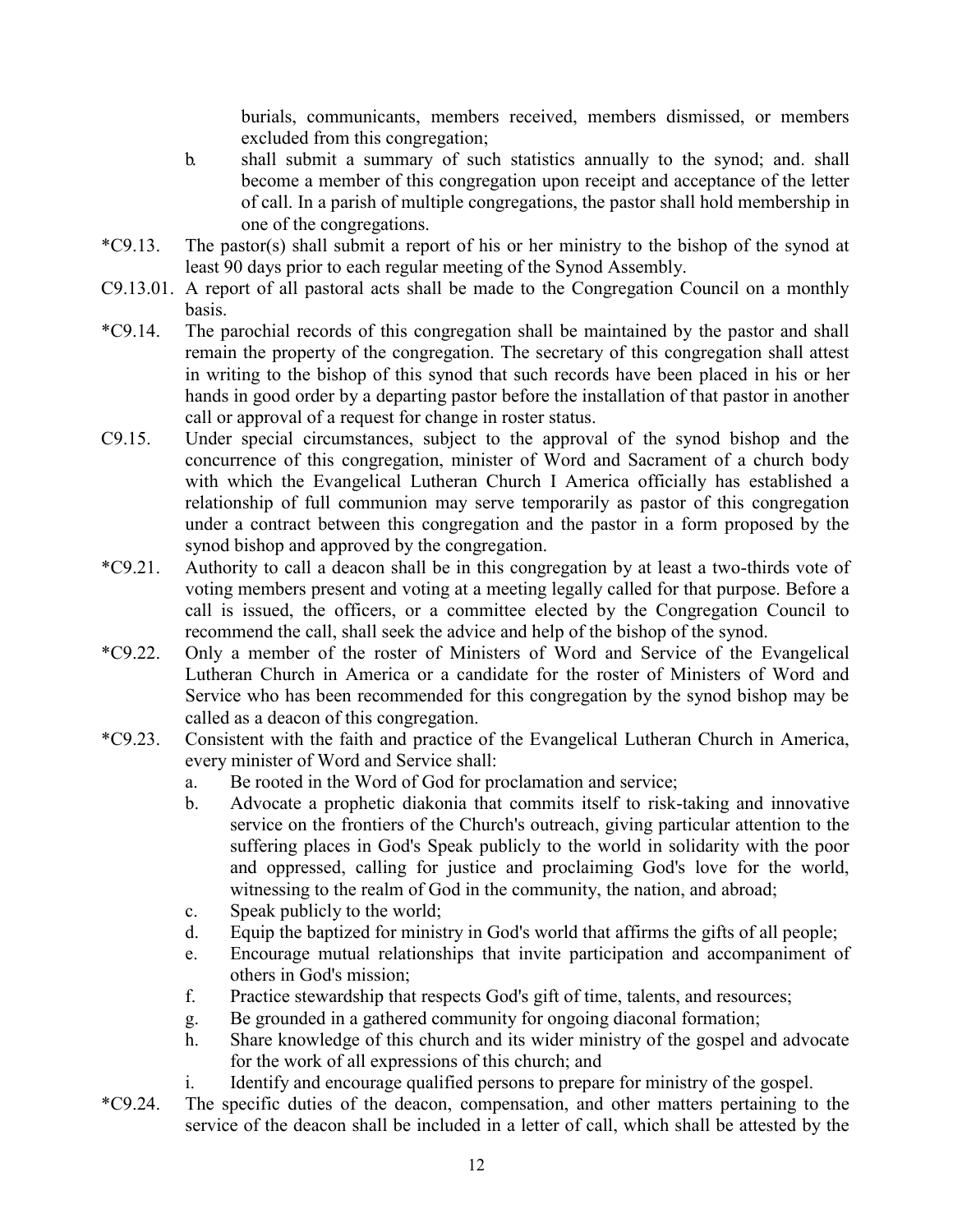burials, communicants, members received, members dismissed, or members excluded from this congregation;

b. shall submit a summary of such statistics annually to the synod; and. shall become a member of this congregation upon receipt and acceptance of the letter of call. In a parish of multiple congregations, the pastor shall hold membership in one of the congregations.

*C9.13. The pastor(s) shall submit a report of his or her ministry to the bishop of the synod at least 90 days prior to each regular meeting of the Synod Assembly.

C9.13.01. A report of all pastoral acts shall be made to the Congregation Council on a monthly basis.

*C9.14. The parochial records of this congregation shall be maintained by the pastor and shall remain the property of the congregation. The secretary of this congregation shall attest in writing to the bishop of this synod that such records have been placed in his or her hands in good order by a departing pastor before the installation of that pastor in another call or approval of a request for change in roster status.

C9.15. Under special circumstances, subject to the approval of the synod bishop and the concurrence of this congregation, minister of Word and Sacrament of a church body with which the Evangelical Lutheran Church I America officially has established a relationship of full communion may serve temporarily as pastor of this congregation under a contract between this congregation and the pastor in a form proposed by the synod bishop and approved by the congregation.

*C9.21. Authority to call a deacon shall be in this congregation by at least a two-thirds vote of voting members present and voting at a meeting legally called for that purpose. Before a call is issued, the officers, or a committee elected by the Congregation Council to recommend the call, shall seek the advice and help of the bishop of the synod.

*C9.22. Only a member of the roster of Ministers of Word and Service of the Evangelical Lutheran Church in America or a candidate for the roster of Ministers of Word and Service who has been recommended for this congregation by the synod bishop may be called as a deacon of this congregation.

*C9.23. Consistent with the faith and practice of the Evangelical Lutheran Church in America, every minister of Word and Service shall:

a. Be rooted in the Word of God for proclamation and service;
b. Advocate a prophetic diakonia that commits itself to risk-taking and innovative service on the frontiers of the Church's outreach, giving particular attention to the suffering places in God's Speak publicly to the world in solidarity with the poor and oppressed, calling for justice and proclaiming God's love for the world, witnessing to the realm of God in the community, the nation, and abroad;
c. Speak publicly to the world;
d. Equip the baptized for ministry in God's world that affirms the gifts of all people;
e. Encourage mutual relationships that invite participation and accompaniment of others in God's mission;
f. Practice stewardship that respects God's gift of time, talents, and resources;
g. Be grounded in a gathered community for ongoing diaconal formation;
h. Share knowledge of this church and its wider ministry of the gospel and advocate for the work of all expressions of this church; and
i. Identify and encourage qualified persons to prepare for ministry of the gospel.

*C9.24. The specific duties of the deacon, compensation, and other matters pertaining to the service of the deacon shall be included in a letter of call, which shall be attested by the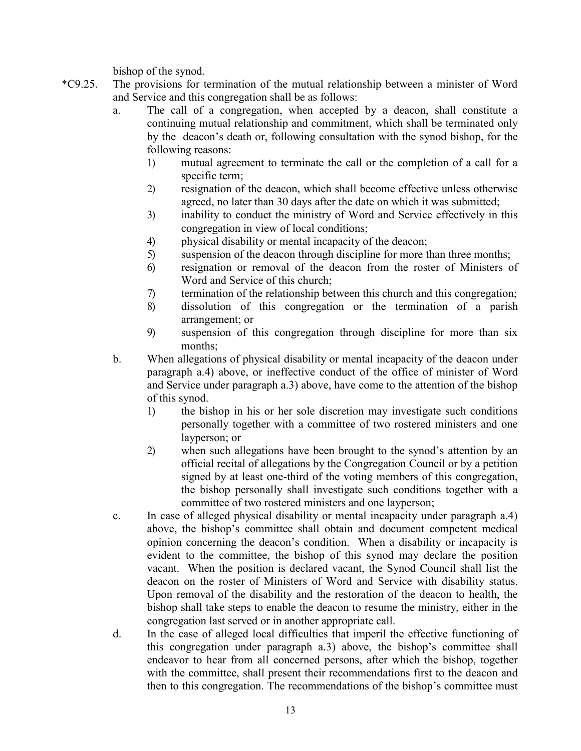bishop of the synod.

*C9.25. The provisions for termination of the mutual relationship between a minister of Word and Service and this congregation shall be as follows:

a. The call of a congregation, when accepted by a deacon, shall constitute a continuing mutual relationship and commitment, which shall be terminated only by the deacon's death or, following consultation with the synod bishop, for the following reasons:

   1) mutual agreement to terminate the call or the completion of a call for a specific term;
   2) resignation of the deacon, which shall become effective unless otherwise agreed, no later than 30 days after the date on which it was submitted;
   3) inability to conduct the ministry of Word and Service effectively in this congregation in view of local conditions;
   4) physical disability or mental incapacity of the deacon;
   5) suspension of the deacon through discipline for more than three months;
   6) resignation or removal of the deacon from the roster of Ministers of Word and Service of this church;
   7) termination of the relationship between this church and this congregation;
   8) dissolution of this congregation or the termination of a parish arrangement; or
   9) suspension of this congregation through discipline for more than six months;

b. When allegations of physical disability or mental incapacity of the deacon under paragraph a.4) above, or ineffective conduct of the office of minister of Word and Service under paragraph a.3) above, have come to the attention of the bishop of this synod.

   1) the bishop in his or her sole discretion may investigate such conditions personally together with a committee of two rostered ministers and one layperson; or
   2) when such allegations have been brought to the synod's attention by an official recital of allegations by the Congregation Council or by a petition signed by at least one-third of the voting members of this congregation, the bishop personally shall investigate such conditions together with a committee of two rostered ministers and one layperson;

c. In case of alleged physical disability or mental incapacity under paragraph a.4) above, the bishop's committee shall obtain and document competent medical opinion concerning the deacon's condition. When a disability or incapacity is evident to the committee, the bishop of this synod may declare the position vacant. When the position is declared vacant, the Synod Council shall list the deacon on the roster of Ministers of Word and Service with disability status. Upon removal of the disability and the restoration of the deacon to health, the bishop shall take steps to enable the deacon to resume the ministry, either in the congregation last served or in another appropriate call.

d. In the case of alleged local difficulties that imperil the effective functioning of this congregation under paragraph a.3) above, the bishop's committee shall endeavor to hear from all concerned persons, after which the bishop, together with the committee, shall present their recommendations first to the deacon and then to this congregation. The recommendations of the bishop's committee must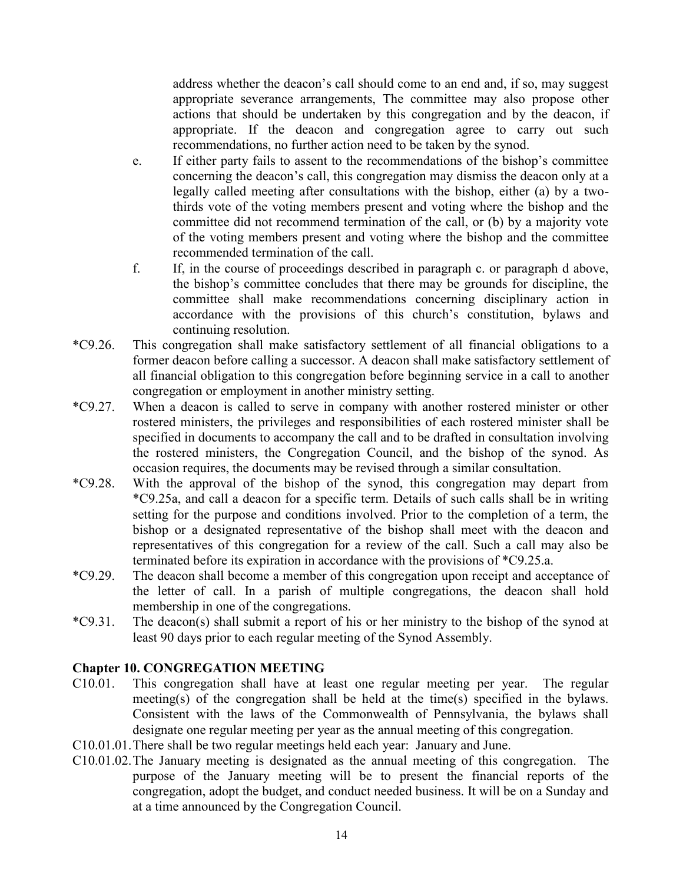address whether the deacon's call should come to an end and, if so, may suggest appropriate severance arrangements, The committee may also propose other actions that should be undertaken by this congregation and by the deacon, if appropriate. If the deacon and congregation agree to carry out such recommendations, no further action need to be taken by the synod.

e. If either party fails to assent to the recommendations of the bishop's committee concerning the deacon's call, this congregation may dismiss the deacon only at a legally called meeting after consultations with the bishop, either (a) by a two-thirds vote of the voting members present and voting where the bishop and the committee did not recommend termination of the call, or (b) by a majority vote of the voting members present and voting where the bishop and the committee recommended termination of the call.

f. If, in the course of proceedings described in paragraph c. or paragraph d above, the bishop's committee concludes that there may be grounds for discipline, the committee shall make recommendations concerning disciplinary action in accordance with the provisions of this church's constitution, bylaws and continuing resolution.

*C9.26. This congregation shall make satisfactory settlement of all financial obligations to a former deacon before calling a successor. A deacon shall make satisfactory settlement of all financial obligation to this congregation before beginning service in a call to another congregation or employment in another ministry setting.

*C9.27. When a deacon is called to serve in company with another rostered minister or other rostered ministers, the privileges and responsibilities of each rostered minister shall be specified in documents to accompany the call and to be drafted in consultation involving the rostered ministers, the Congregation Council, and the bishop of the synod. As occasion requires, the documents may be revised through a similar consultation.

*C9.28. With the approval of the bishop of the synod, this congregation may depart from *C9.25a, and call a deacon for a specific term. Details of such calls shall be in writing setting for the purpose and conditions involved. Prior to the completion of a term, the bishop or a designated representative of the bishop shall meet with the deacon and representatives of this congregation for a review of the call. Such a call may also be terminated before its expiration in accordance with the provisions of *C9.25.a.

*C9.29. The deacon shall become a member of this congregation upon receipt and acceptance of the letter of call. In a parish of multiple congregations, the deacon shall hold membership in one of the congregations.

*C9.31. The deacon(s) shall submit a report of his or her ministry to the bishop of the synod at least 90 days prior to each regular meeting of the Synod Assembly.

## Chapter 10. CONGREGATION MEETING

C10.01. This congregation shall have at least one regular meeting per year. The regular meeting(s) of the congregation shall be held at the time(s) specified in the bylaws. Consistent with the laws of the Commonwealth of Pennsylvania, the bylaws shall designate one regular meeting per year as the annual meeting of this congregation.

C10.01.01. There shall be two regular meetings held each year: January and June.

C10.01.02. The January meeting is designated as the annual meeting of this congregation. The purpose of the January meeting will be to present the financial reports of the congregation, adopt the budget, and conduct needed business. It will be on a Sunday and at a time announced by the Congregation Council.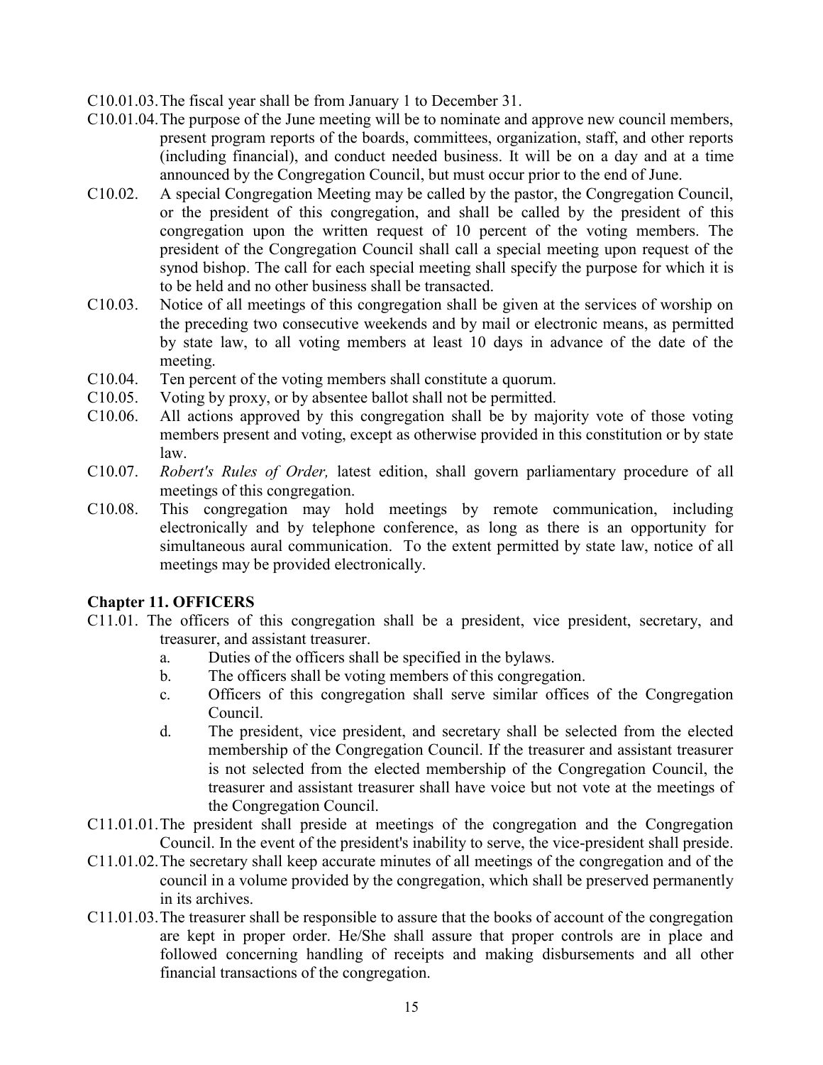C10.01.03. The fiscal year shall be from January 1 to December 31.

C10.01.04. The purpose of the June meeting will be to nominate and approve new council members, present program reports of the boards, committees, organization, staff, and other reports (including financial), and conduct needed business. It will be on a day and at a time announced by the Congregation Council, but must occur prior to the end of June.

C10.02. A special Congregation Meeting may be called by the pastor, the Congregation Council, or the president of this congregation, and shall be called by the president of this congregation upon the written request of 10 percent of the voting members. The president of the Congregation Council shall call a special meeting upon request of the synod bishop. The call for each special meeting shall specify the purpose for which it is to be held and no other business shall be transacted.

C10.03. Notice of all meetings of this congregation shall be given at the services of worship on the preceding two consecutive weekends and by mail or electronic means, as permitted by state law, to all voting members at least 10 days in advance of the date of the meeting.

C10.04. Ten percent of the voting members shall constitute a quorum.

C10.05. Voting by proxy, or by absentee ballot shall not be permitted.

C10.06. All actions approved by this congregation shall be by majority vote of those voting members present and voting, except as otherwise provided in this constitution or by state law.

C10.07. *Robert's Rules of Order,* latest edition, shall govern parliamentary procedure of all meetings of this congregation.

C10.08. This congregation may hold meetings by remote communication, including electronically and by telephone conference, as long as there is an opportunity for simultaneous aural communication. To the extent permitted by state law, notice of all meetings may be provided electronically.

## Chapter 11. OFFICERS

C11.01. The officers of this congregation shall be a president, vice president, secretary, and treasurer, and assistant treasurer.

a. Duties of the officers shall be specified in the bylaws.

b. The officers shall be voting members of this congregation.

c. Officers of this congregation shall serve similar offices of the Congregation Council.

d. The president, vice president, and secretary shall be selected from the elected membership of the Congregation Council. If the treasurer and assistant treasurer is not selected from the elected membership of the Congregation Council, the treasurer and assistant treasurer shall have voice but not vote at the meetings of the Congregation Council.

C11.01.01. The president shall preside at meetings of the congregation and the Congregation Council. In the event of the president's inability to serve, the vice-president shall preside.

C11.01.02. The secretary shall keep accurate minutes of all meetings of the congregation and of the council in a volume provided by the congregation, which shall be preserved permanently in its archives.

C11.01.03. The treasurer shall be responsible to assure that the books of account of the congregation are kept in proper order. He/She shall assure that proper controls are in place and followed concerning handling of receipts and making disbursements and all other financial transactions of the congregation.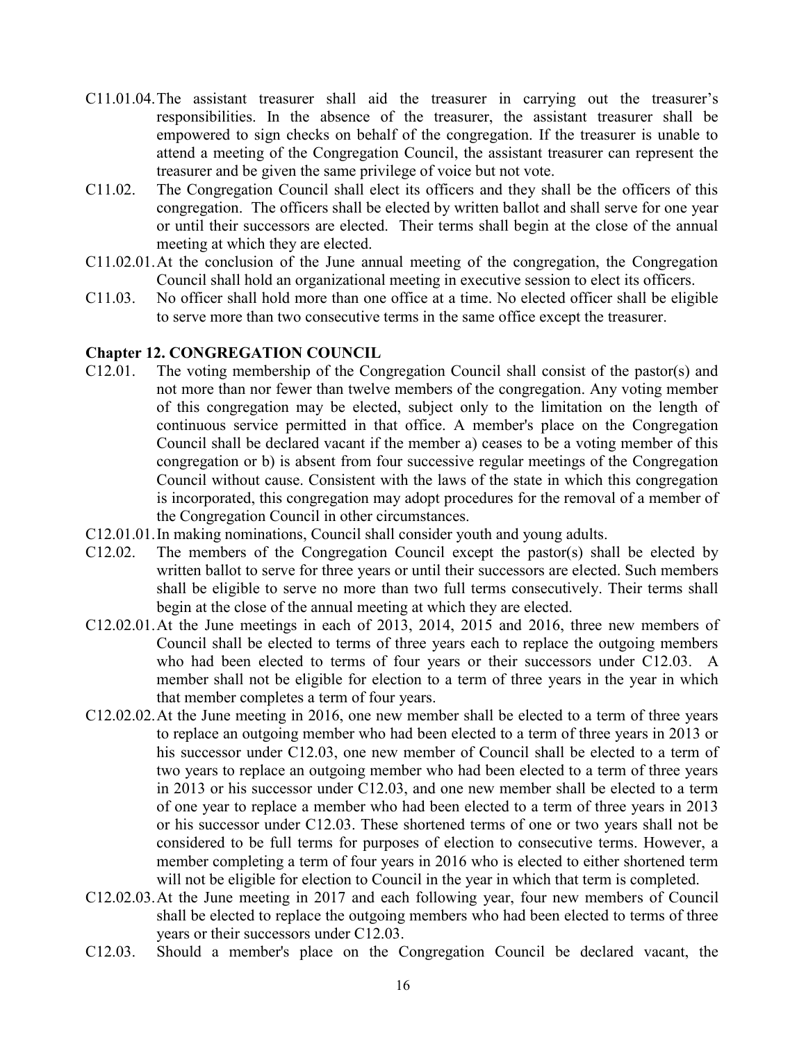C11.01.04. The assistant treasurer shall aid the treasurer in carrying out the treasurer's responsibilities. In the absence of the treasurer, the assistant treasurer shall be empowered to sign checks on behalf of the congregation. If the treasurer is unable to attend a meeting of the Congregation Council, the assistant treasurer can represent the treasurer and be given the same privilege of voice but not vote.

C11.02. The Congregation Council shall elect its officers and they shall be the officers of this congregation. The officers shall be elected by written ballot and shall serve for one year or until their successors are elected. Their terms shall begin at the close of the annual meeting at which they are elected.

C11.02.01. At the conclusion of the June annual meeting of the congregation, the Congregation Council shall hold an organizational meeting in executive session to elect its officers.

C11.03. No officer shall hold more than one office at a time. No elected officer shall be eligible to serve more than two consecutive terms in the same office except the treasurer.

## Chapter 12. CONGREGATION COUNCIL

C12.01. The voting membership of the Congregation Council shall consist of the pastor(s) and not more than nor fewer than twelve members of the congregation. Any voting member of this congregation may be elected, subject only to the limitation on the length of continuous service permitted in that office. A member's place on the Congregation Council shall be declared vacant if the member a) ceases to be a voting member of this congregation or b) is absent from four successive regular meetings of the Congregation Council without cause. Consistent with the laws of the state in which this congregation is incorporated, this congregation may adopt procedures for the removal of a member of the Congregation Council in other circumstances.

C12.01.01. In making nominations, Council shall consider youth and young adults.

C12.02. The members of the Congregation Council except the pastor(s) shall be elected by written ballot to serve for three years or until their successors are elected. Such members shall be eligible to serve no more than two full terms consecutively. Their terms shall begin at the close of the annual meeting at which they are elected.

C12.02.01. At the June meetings in each of 2013, 2014, 2015 and 2016, three new members of Council shall be elected to terms of three years each to replace the outgoing members who had been elected to terms of four years or their successors under C12.03. A member shall not be eligible for election to a term of three years in the year in which that member completes a term of four years.

C12.02.02. At the June meeting in 2016, one new member shall be elected to a term of three years to replace an outgoing member who had been elected to a term of three years in 2013 or his successor under C12.03, one new member of Council shall be elected to a term of two years to replace an outgoing member who had been elected to a term of three years in 2013 or his successor under C12.03, and one new member shall be elected to a term of one year to replace a member who had been elected to a term of three years in 2013 or his successor under C12.03. These shortened terms of one or two years shall not be considered to be full terms for purposes of election to consecutive terms. However, a member completing a term of four years in 2016 who is elected to either shortened term will not be eligible for election to Council in the year in which that term is completed.

C12.02.03. At the June meeting in 2017 and each following year, four new members of Council shall be elected to replace the outgoing members who had been elected to terms of three years or their successors under C12.03.

C12.03. Should a member's place on the Congregation Council be declared vacant, the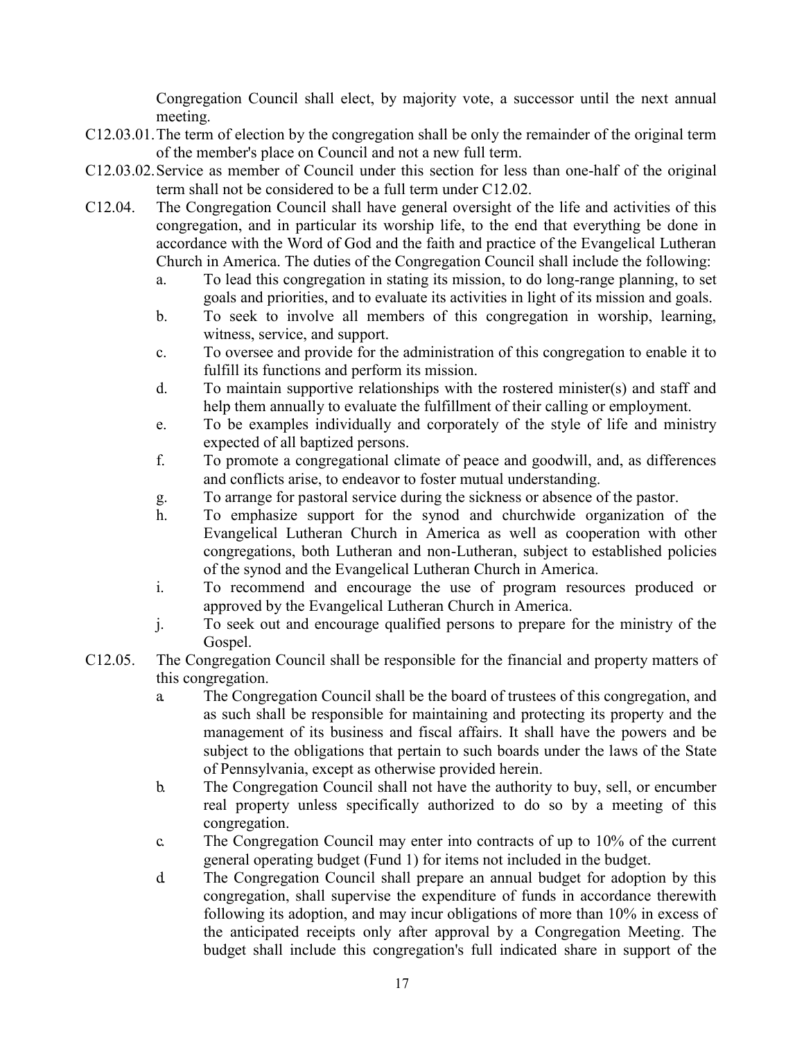Congregation Council shall elect, by majority vote, a successor until the next annual meeting.

C12.03.01. The term of election by the congregation shall be only the remainder of the original term of the member's place on Council and not a new full term.

C12.03.02. Service as member of Council under this section for less than one-half of the original term shall not be considered to be a full term under C12.02.

C12.04. The Congregation Council shall have general oversight of the life and activities of this congregation, and in particular its worship life, to the end that everything be done in accordance with the Word of God and the faith and practice of the Evangelical Lutheran Church in America. The duties of the Congregation Council shall include the following:

- a. To lead this congregation in stating its mission, to do long-range planning, to set goals and priorities, and to evaluate its activities in light of its mission and goals.
- b. To seek to involve all members of this congregation in worship, learning, witness, service, and support.
- c. To oversee and provide for the administration of this congregation to enable it to fulfill its functions and perform its mission.
- d. To maintain supportive relationships with the rostered minister(s) and staff and help them annually to evaluate the fulfillment of their calling or employment.
- e. To be examples individually and corporately of the style of life and ministry expected of all baptized persons.
- f. To promote a congregational climate of peace and goodwill, and, as differences and conflicts arise, to endeavor to foster mutual understanding.
- g. To arrange for pastoral service during the sickness or absence of the pastor.
- h. To emphasize support for the synod and churchwide organization of the Evangelical Lutheran Church in America as well as cooperation with other congregations, both Lutheran and non-Lutheran, subject to established policies of the synod and the Evangelical Lutheran Church in America.
- i. To recommend and encourage the use of program resources produced or approved by the Evangelical Lutheran Church in America.
- j. To seek out and encourage qualified persons to prepare for the ministry of the Gospel.

C12.05. The Congregation Council shall be responsible for the financial and property matters of this congregation.

- a. The Congregation Council shall be the board of trustees of this congregation, and as such shall be responsible for maintaining and protecting its property and the management of its business and fiscal affairs. It shall have the powers and be subject to the obligations that pertain to such boards under the laws of the State of Pennsylvania, except as otherwise provided herein.
- b. The Congregation Council shall not have the authority to buy, sell, or encumber real property unless specifically authorized to do so by a meeting of this congregation.
- c. The Congregation Council may enter into contracts of up to 10% of the current general operating budget (Fund 1) for items not included in the budget.
- d. The Congregation Council shall prepare an annual budget for adoption by this congregation, shall supervise the expenditure of funds in accordance therewith following its adoption, and may incur obligations of more than 10% in excess of the anticipated receipts only after approval by a Congregation Meeting. The budget shall include this congregation's full indicated share in support of the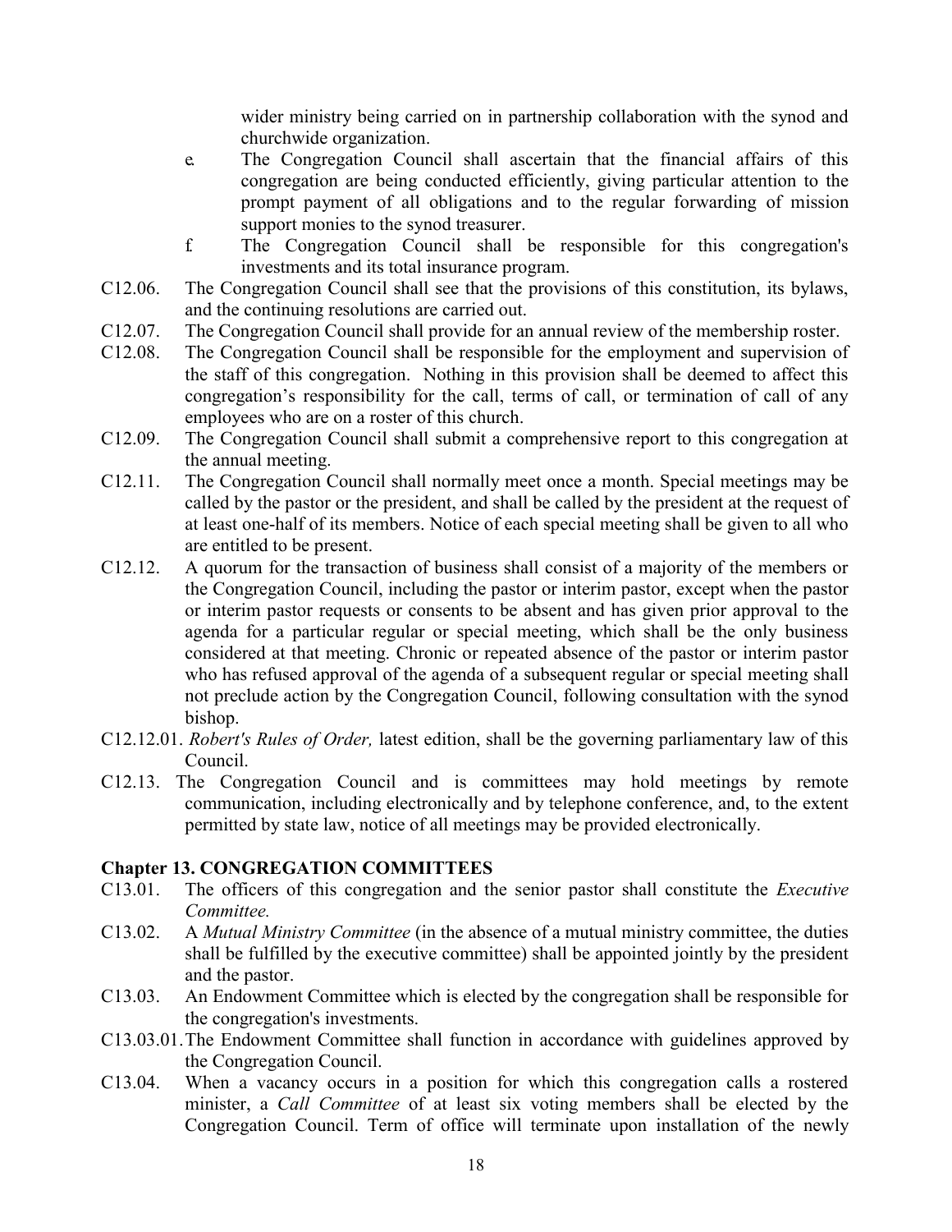wider ministry being carried on in partnership collaboration with the synod and churchwide organization.

e. The Congregation Council shall ascertain that the financial affairs of this congregation are being conducted efficiently, giving particular attention to the prompt payment of all obligations and to the regular forwarding of mission support monies to the synod treasurer.

f. The Congregation Council shall be responsible for this congregation's investments and its total insurance program.

C12.06. The Congregation Council shall see that the provisions of this constitution, its bylaws, and the continuing resolutions are carried out.

C12.07. The Congregation Council shall provide for an annual review of the membership roster.

C12.08. The Congregation Council shall be responsible for the employment and supervision of the staff of this congregation. Nothing in this provision shall be deemed to affect this congregation's responsibility for the call, terms of call, or termination of call of any employees who are on a roster of this church.

C12.09. The Congregation Council shall submit a comprehensive report to this congregation at the annual meeting.

C12.11. The Congregation Council shall normally meet once a month. Special meetings may be called by the pastor or the president, and shall be called by the president at the request of at least one-half of its members. Notice of each special meeting shall be given to all who are entitled to be present.

C12.12. A quorum for the transaction of business shall consist of a majority of the members or the Congregation Council, including the pastor or interim pastor, except when the pastor or interim pastor requests or consents to be absent and has given prior approval to the agenda for a particular regular or special meeting, which shall be the only business considered at that meeting. Chronic or repeated absence of the pastor or interim pastor who has refused approval of the agenda of a subsequent regular or special meeting shall not preclude action by the Congregation Council, following consultation with the synod bishop.

C12.12.01. *Robert's Rules of Order,* latest edition, shall be the governing parliamentary law of this Council.

C12.13. The Congregation Council and is committees may hold meetings by remote communication, including electronically and by telephone conference, and, to the extent permitted by state law, notice of all meetings may be provided electronically.

## Chapter 13. CONGREGATION COMMITTEES

C13.01. The officers of this congregation and the senior pastor shall constitute the *Executive Committee.*

C13.02. A *Mutual Ministry Committee* (in the absence of a mutual ministry committee, the duties shall be fulfilled by the executive committee) shall be appointed jointly by the president and the pastor.

C13.03. An Endowment Committee which is elected by the congregation shall be responsible for the congregation's investments.

C13.03.01. The Endowment Committee shall function in accordance with guidelines approved by the Congregation Council.

C13.04. When a vacancy occurs in a position for which this congregation calls a rostered minister, a *Call Committee* of at least six voting members shall be elected by the Congregation Council. Term of office will terminate upon installation of the newly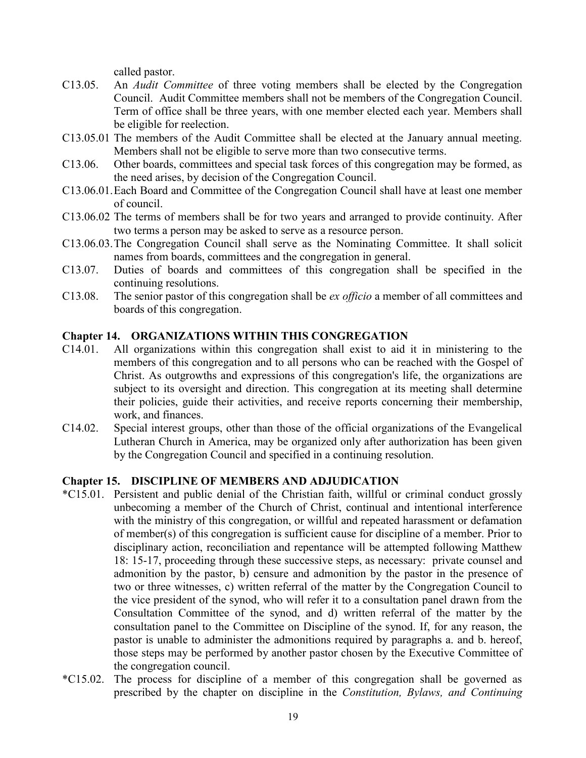called pastor.

C13.05. An *Audit Committee* of three voting members shall be elected by the Congregation Council. Audit Committee members shall not be members of the Congregation Council. Term of office shall be three years, with one member elected each year. Members shall be eligible for reelection.

C13.05.01 The members of the Audit Committee shall be elected at the January annual meeting. Members shall not be eligible to serve more than two consecutive terms.

C13.06. Other boards, committees and special task forces of this congregation may be formed, as the need arises, by decision of the Congregation Council.

C13.06.01. Each Board and Committee of the Congregation Council shall have at least one member of council.

C13.06.02 The terms of members shall be for two years and arranged to provide continuity. After two terms a person may be asked to serve as a resource person.

C13.06.03. The Congregation Council shall serve as the Nominating Committee. It shall solicit names from boards, committees and the congregation in general.

C13.07. Duties of boards and committees of this congregation shall be specified in the continuing resolutions.

C13.08. The senior pastor of this congregation shall be *ex officio* a member of all committees and boards of this congregation.

## Chapter 14. ORGANIZATIONS WITHIN THIS CONGREGATION

C14.01. All organizations within this congregation shall exist to aid it in ministering to the members of this congregation and to all persons who can be reached with the Gospel of Christ. As outgrowths and expressions of this congregation's life, the organizations are subject to its oversight and direction. This congregation at its meeting shall determine their policies, guide their activities, and receive reports concerning their membership, work, and finances.

C14.02. Special interest groups, other than those of the official organizations of the Evangelical Lutheran Church in America, may be organized only after authorization has been given by the Congregation Council and specified in a continuing resolution.

## Chapter 15. DISCIPLINE OF MEMBERS AND ADJUDICATION

*C15.01. Persistent and public denial of the Christian faith, willful or criminal conduct grossly unbecoming a member of the Church of Christ, continual and intentional interference with the ministry of this congregation, or willful and repeated harassment or defamation of member(s) of this congregation is sufficient cause for discipline of a member. Prior to disciplinary action, reconciliation and repentance will be attempted following Matthew 18: 15-17, proceeding through these successive steps, as necessary: private counsel and admonition by the pastor, b) censure and admonition by the pastor in the presence of two or three witnesses, c) written referral of the matter by the Congregation Council to the vice president of the synod, who will refer it to a consultation panel drawn from the Consultation Committee of the synod, and d) written referral of the matter by the consultation panel to the Committee on Discipline of the synod. If, for any reason, the pastor is unable to administer the admonitions required by paragraphs a. and b. hereof, those steps may be performed by another pastor chosen by the Executive Committee of the congregation council.

*C15.02. The process for discipline of a member of this congregation shall be governed as prescribed by the chapter on discipline in the *Constitution, Bylaws, and Continuing*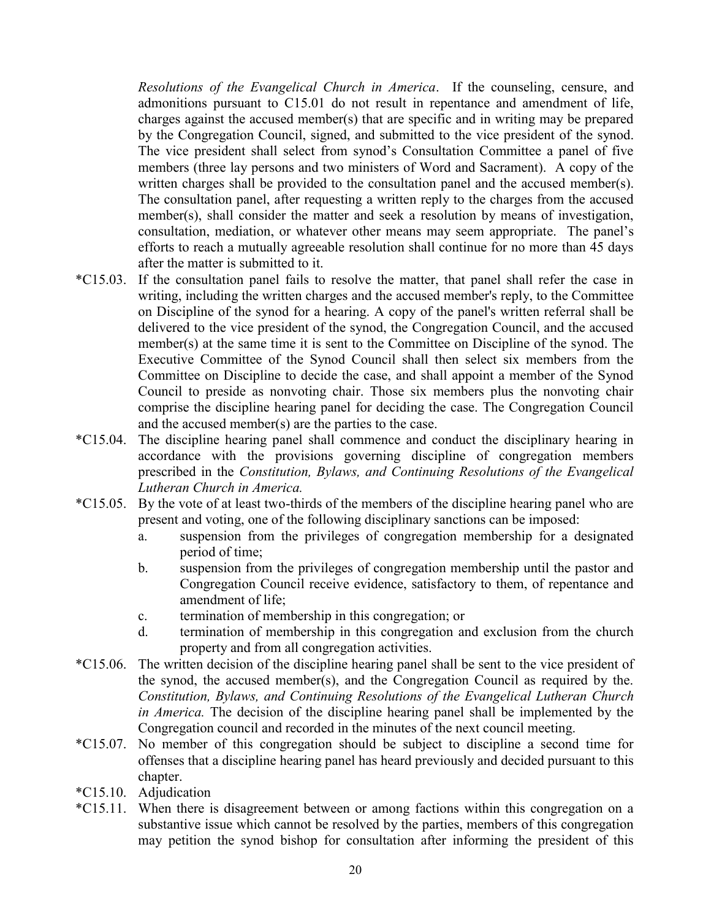*Resolutions of the Evangelical Church in America*. If the counseling, censure, and admonitions pursuant to C15.01 do not result in repentance and amendment of life, charges against the accused member(s) that are specific and in writing may be prepared by the Congregation Council, signed, and submitted to the vice president of the synod. The vice president shall select from synod's Consultation Committee a panel of five members (three lay persons and two ministers of Word and Sacrament). A copy of the written charges shall be provided to the consultation panel and the accused member(s). The consultation panel, after requesting a written reply to the charges from the accused member(s), shall consider the matter and seek a resolution by means of investigation, consultation, mediation, or whatever other means may seem appropriate. The panel's efforts to reach a mutually agreeable resolution shall continue for no more than 45 days after the matter is submitted to it.

*C15.03. If the consultation panel fails to resolve the matter, that panel shall refer the case in writing, including the written charges and the accused member's reply, to the Committee on Discipline of the synod for a hearing. A copy of the panel's written referral shall be delivered to the vice president of the synod, the Congregation Council, and the accused member(s) at the same time it is sent to the Committee on Discipline of the synod. The Executive Committee of the Synod Council shall then select six members from the Committee on Discipline to decide the case, and shall appoint a member of the Synod Council to preside as nonvoting chair. Those six members plus the nonvoting chair comprise the discipline hearing panel for deciding the case. The Congregation Council and the accused member(s) are the parties to the case.

*C15.04. The discipline hearing panel shall commence and conduct the disciplinary hearing in accordance with the provisions governing discipline of congregation members prescribed in the *Constitution, Bylaws, and Continuing Resolutions of the Evangelical Lutheran Church in America.*

*C15.05. By the vote of at least two-thirds of the members of the discipline hearing panel who are present and voting, one of the following disciplinary sanctions can be imposed:

a. suspension from the privileges of congregation membership for a designated period of time;
b. suspension from the privileges of congregation membership until the pastor and Congregation Council receive evidence, satisfactory to them, of repentance and amendment of life;
c. termination of membership in this congregation; or
d. termination of membership in this congregation and exclusion from the church property and from all congregation activities.

*C15.06. The written decision of the discipline hearing panel shall be sent to the vice president of the synod, the accused member(s), and the Congregation Council as required by the. *Constitution, Bylaws, and Continuing Resolutions of the Evangelical Lutheran Church in America.* The decision of the discipline hearing panel shall be implemented by the Congregation council and recorded in the minutes of the next council meeting.

*C15.07. No member of this congregation should be subject to discipline a second time for offenses that a discipline hearing panel has heard previously and decided pursuant to this chapter.

*C15.10. Adjudication

*C15.11. When there is disagreement between or among factions within this congregation on a substantive issue which cannot be resolved by the parties, members of this congregation may petition the synod bishop for consultation after informing the president of this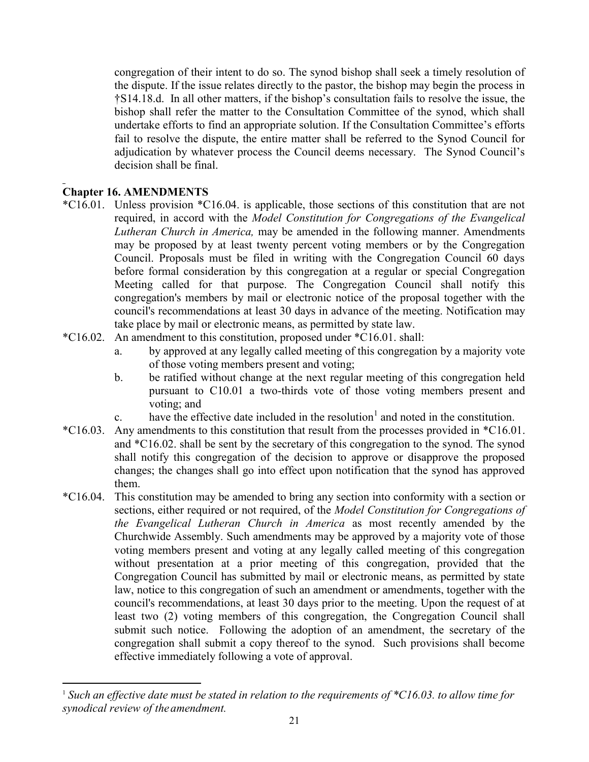congregation of their intent to do so. The synod bishop shall seek a timely resolution of the dispute. If the issue relates directly to the pastor, the bishop may begin the process in †S14.18.d. In all other matters, if the bishop's consultation fails to resolve the issue, the bishop shall refer the matter to the Consultation Committee of the synod, which shall undertake efforts to find an appropriate solution. If the Consultation Committee's efforts fail to resolve the dispute, the entire matter shall be referred to the Synod Council for adjudication by whatever process the Council deems necessary. The Synod Council's decision shall be final.

## Chapter 16. AMENDMENTS

*C16.01. Unless provision *C16.04. is applicable, those sections of this constitution that are not required, in accord with the *Model Constitution for Congregations of the Evangelical Lutheran Church in America,* may be amended in the following manner. Amendments may be proposed by at least twenty percent voting members or by the Congregation Council. Proposals must be filed in writing with the Congregation Council 60 days before formal consideration by this congregation at a regular or special Congregation Meeting called for that purpose. The Congregation Council shall notify this congregation's members by mail or electronic notice of the proposal together with the council's recommendations at least 30 days in advance of the meeting. Notification may take place by mail or electronic means, as permitted by state law.

*C16.02. An amendment to this constitution, proposed under *C16.01. shall:

- a. by approved at any legally called meeting of this congregation by a majority vote of those voting members present and voting;
- b. be ratified without change at the next regular meeting of this congregation held pursuant to C10.01 a two-thirds vote of those voting members present and voting; and
- c. have the effective date included in the resolution[1] and noted in the constitution.

*C16.03. Any amendments to this constitution that result from the processes provided in *C16.01. and *C16.02. shall be sent by the secretary of this congregation to the synod. The synod shall notify this congregation of the decision to approve or disapprove the proposed changes; the changes shall go into effect upon notification that the synod has approved them.

*C16.04. This constitution may be amended to bring any section into conformity with a section or sections, either required or not required, of the *Model Constitution for Congregations of the Evangelical Lutheran Church in America* as most recently amended by the Churchwide Assembly. Such amendments may be approved by a majority vote of those voting members present and voting at any legally called meeting of this congregation without presentation at a prior meeting of this congregation, provided that the Congregation Council has submitted by mail or electronic means, as permitted by state law, notice to this congregation of such an amendment or amendments, together with the council's recommendations, at least 30 days prior to the meeting. Upon the request of at least two (2) voting members of this congregation, the Congregation Council shall submit such notice. Following the adoption of an amendment, the secretary of the congregation shall submit a copy thereof to the synod. Such provisions shall become effective immediately following a vote of approval.

---

[1] *Such an effective date must be stated in relation to the requirements of *C16.03. to allow time for synodical review of the amendment.*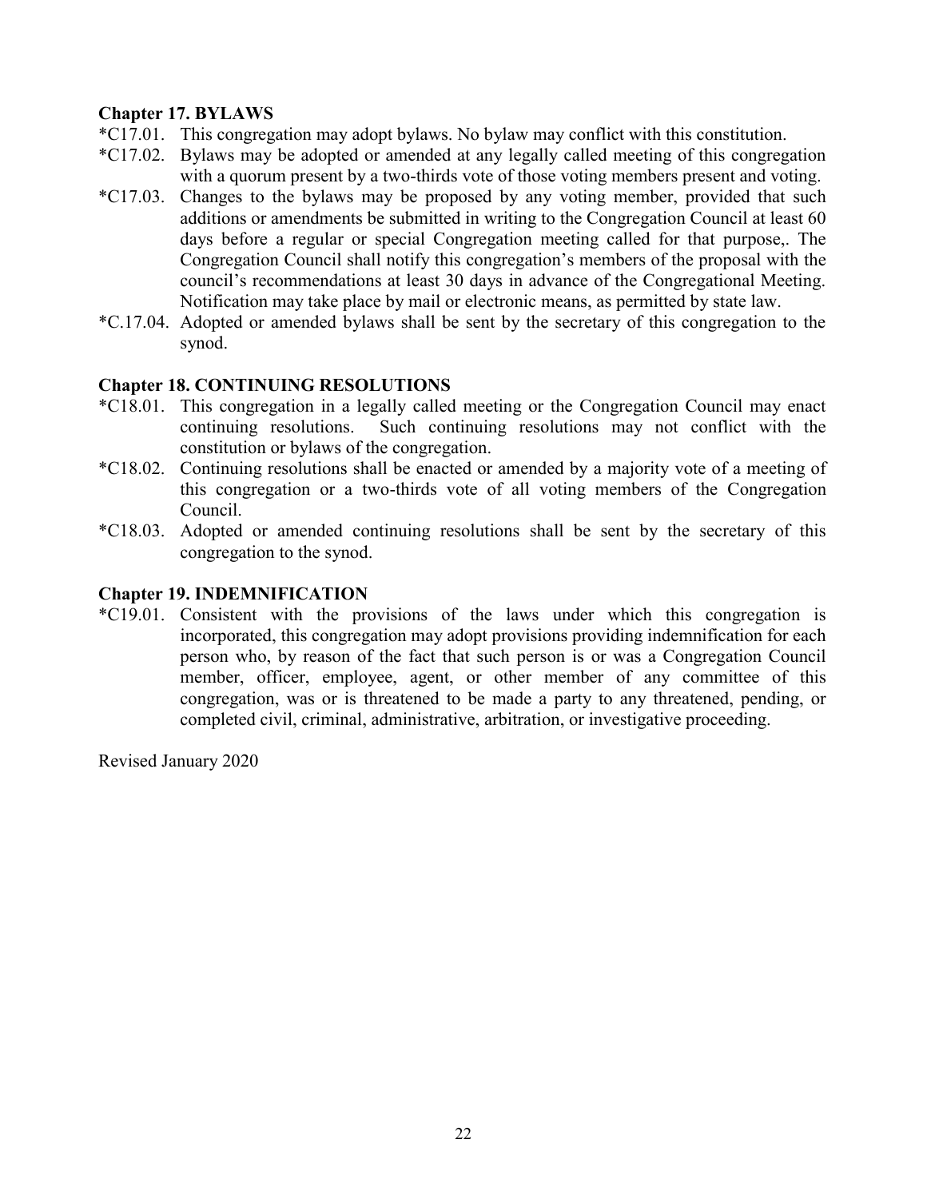**Chapter 17. BYLAWS**

*C17.01. This congregation may adopt bylaws. No bylaw may conflict with this constitution.

*C17.02. Bylaws may be adopted or amended at any legally called meeting of this congregation with a quorum present by a two-thirds vote of those voting members present and voting.

*C17.03. Changes to the bylaws may be proposed by any voting member, provided that such additions or amendments be submitted in writing to the Congregation Council at least 60 days before a regular or special Congregation meeting called for that purpose,. The Congregation Council shall notify this congregation's members of the proposal with the council's recommendations at least 30 days in advance of the Congregational Meeting. Notification may take place by mail or electronic means, as permitted by state law.

*C.17.04. Adopted or amended bylaws shall be sent by the secretary of this congregation to the synod.

**Chapter 18. CONTINUING RESOLUTIONS**

*C18.01. This congregation in a legally called meeting or the Congregation Council may enact continuing resolutions. Such continuing resolutions may not conflict with the constitution or bylaws of the congregation.

*C18.02. Continuing resolutions shall be enacted or amended by a majority vote of a meeting of this congregation or a two-thirds vote of all voting members of the Congregation Council.

*C18.03. Adopted or amended continuing resolutions shall be sent by the secretary of this congregation to the synod.

**Chapter 19. INDEMNIFICATION**

*C19.01. Consistent with the provisions of the laws under which this congregation is incorporated, this congregation may adopt provisions providing indemnification for each person who, by reason of the fact that such person is or was a Congregation Council member, officer, employee, agent, or other member of any committee of this congregation, was or is threatened to be made a party to any threatened, pending, or completed civil, criminal, administrative, arbitration, or investigative proceeding.

Revised January 2020